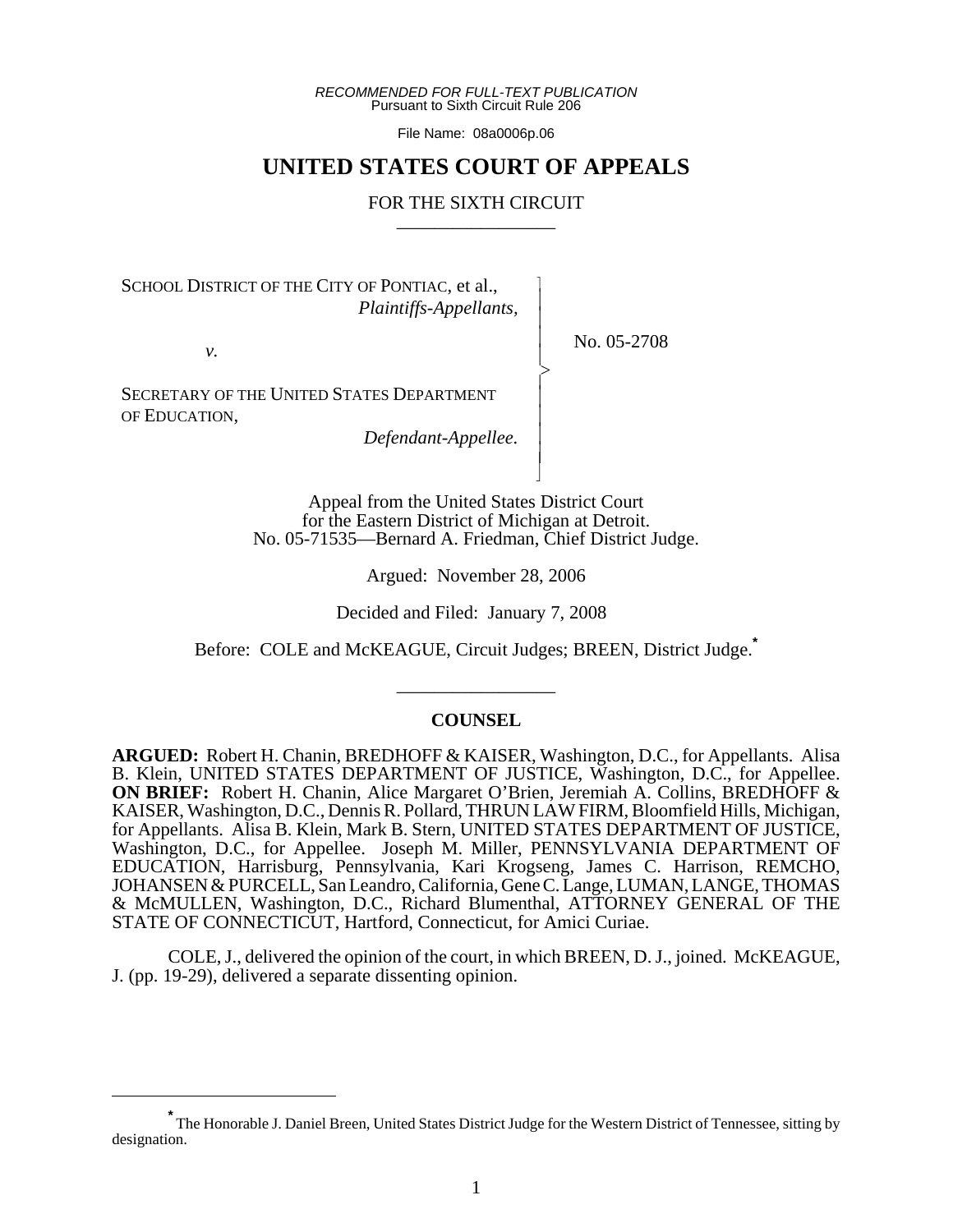*RECOMMENDED FOR FULL-TEXT PUBLICATION*
Pursuant to Sixth Circuit Rule 206

File Name: 08a0006p.06

# UNITED STATES COURT OF APPEALS

## FOR THE SIXTH CIRCUIT

---

SCHOOL DISTRICT OF THE CITY OF PONTIAC, et al.,
*Plaintiffs-Appellants,*

*v.*

SECRETARY OF THE UNITED STATES DEPARTMENT OF EDUCATION,
*Defendant-Appellee.*

No. 05-2708

Appeal from the United States District Court
for the Eastern District of Michigan at Detroit.
No. 05-71535—Bernard A. Friedman, Chief District Judge.

Argued: November 28, 2006

Decided and Filed: January 7, 2008

Before: COLE and McKEAGUE, Circuit Judges; BREEN, District Judge.*

---

### COUNSEL

**ARGUED:** Robert H. Chanin, BREDHOFF & KAISER, Washington, D.C., for Appellants. Alisa B. Klein, UNITED STATES DEPARTMENT OF JUSTICE, Washington, D.C., for Appellee. **ON BRIEF:** Robert H. Chanin, Alice Margaret O'Brien, Jeremiah A. Collins, BREDHOFF & KAISER, Washington, D.C., Dennis R. Pollard, THRUN LAW FIRM, Bloomfield Hills, Michigan, for Appellants. Alisa B. Klein, Mark B. Stern, UNITED STATES DEPARTMENT OF JUSTICE, Washington, D.C., for Appellee. Joseph M. Miller, PENNSYLVANIA DEPARTMENT OF EDUCATION, Harrisburg, Pennsylvania, Kari Krogseng, James C. Harrison, REMCHO, JOHANSEN & PURCELL, San Leandro, California, Gene C. Lange, LUMAN, LANGE, THOMAS & McMULLEN, Washington, D.C., Richard Blumenthal, ATTORNEY GENERAL OF THE STATE OF CONNECTICUT, Hartford, Connecticut, for Amici Curiae.

COLE, J., delivered the opinion of the court, in which BREEN, D. J., joined. McKEAGUE, J. (pp. 19-29), delivered a separate dissenting opinion.

---

\* The Honorable J. Daniel Breen, United States District Judge for the Western District of Tennessee, sitting by designation.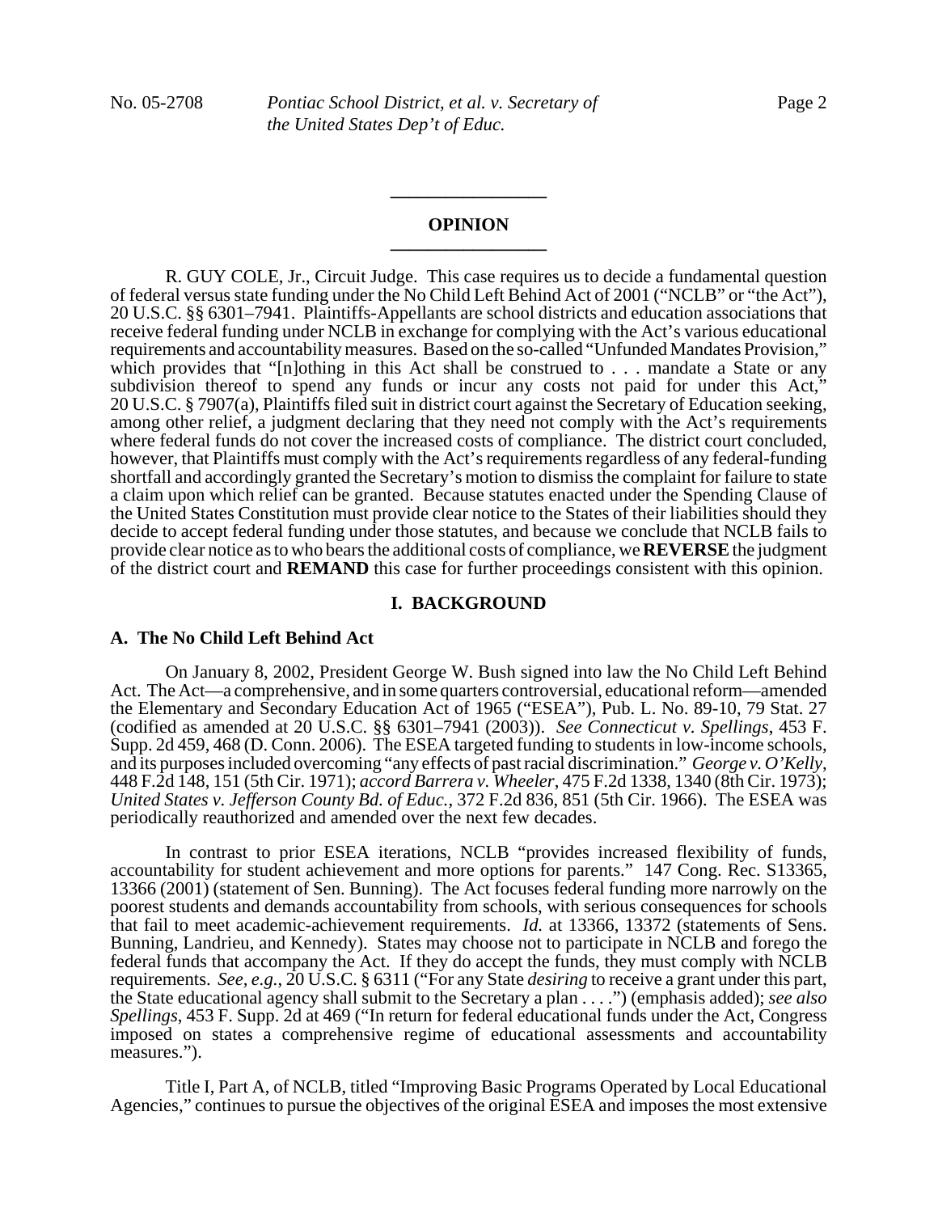## OPINION

R. GUY COLE, Jr., Circuit Judge. This case requires us to decide a fundamental question of federal versus state funding under the No Child Left Behind Act of 2001 ("NCLB" or "the Act"), 20 U.S.C. §§ 6301–7941. Plaintiffs-Appellants are school districts and education associations that receive federal funding under NCLB in exchange for complying with the Act's various educational requirements and accountability measures. Based on the so-called "Unfunded Mandates Provision," which provides that "[n]othing in this Act shall be construed to . . . mandate a State or any subdivision thereof to spend any funds or incur any costs not paid for under this Act," 20 U.S.C. § 7907(a), Plaintiffs filed suit in district court against the Secretary of Education seeking, among other relief, a judgment declaring that they need not comply with the Act's requirements where federal funds do not cover the increased costs of compliance. The district court concluded, however, that Plaintiffs must comply with the Act's requirements regardless of any federal-funding shortfall and accordingly granted the Secretary's motion to dismiss the complaint for failure to state a claim upon which relief can be granted. Because statutes enacted under the Spending Clause of the United States Constitution must provide clear notice to the States of their liabilities should they decide to accept federal funding under those statutes, and because we conclude that NCLB fails to provide clear notice as to who bears the additional costs of compliance, we **REVERSE** the judgment of the district court and **REMAND** this case for further proceedings consistent with this opinion.

## I. BACKGROUND

### A. The No Child Left Behind Act

On January 8, 2002, President George W. Bush signed into law the No Child Left Behind Act. The Act—a comprehensive, and in some quarters controversial, educational reform—amended the Elementary and Secondary Education Act of 1965 ("ESEA"), Pub. L. No. 89-10, 79 Stat. 27 (codified as amended at 20 U.S.C. §§ 6301–7941 (2003)). *See Connecticut v. Spellings*, 453 F. Supp. 2d 459, 468 (D. Conn. 2006). The ESEA targeted funding to students in low-income schools, and its purposes included overcoming "any effects of past racial discrimination." *George v. O'Kelly*, 448 F.2d 148, 151 (5th Cir. 1971); *accord Barrera v. Wheeler*, 475 F.2d 1338, 1340 (8th Cir. 1973); *United States v. Jefferson County Bd. of Educ.*, 372 F.2d 836, 851 (5th Cir. 1966). The ESEA was periodically reauthorized and amended over the next few decades.

In contrast to prior ESEA iterations, NCLB "provides increased flexibility of funds, accountability for student achievement and more options for parents." 147 Cong. Rec. S13365, 13366 (2001) (statement of Sen. Bunning). The Act focuses federal funding more narrowly on the poorest students and demands accountability from schools, with serious consequences for schools that fail to meet academic-achievement requirements. *Id.* at 13366, 13372 (statements of Sens. Bunning, Landrieu, and Kennedy). States may choose not to participate in NCLB and forego the federal funds that accompany the Act. If they do accept the funds, they must comply with NCLB requirements. *See, e.g.*, 20 U.S.C. § 6311 ("For any State *desiring* to receive a grant under this part, the State educational agency shall submit to the Secretary a plan . . . .") (emphasis added); *see also Spellings*, 453 F. Supp. 2d at 469 ("In return for federal educational funds under the Act, Congress imposed on states a comprehensive regime of educational assessments and accountability measures.").

Title I, Part A, of NCLB, titled "Improving Basic Programs Operated by Local Educational Agencies," continues to pursue the objectives of the original ESEA and imposes the most extensive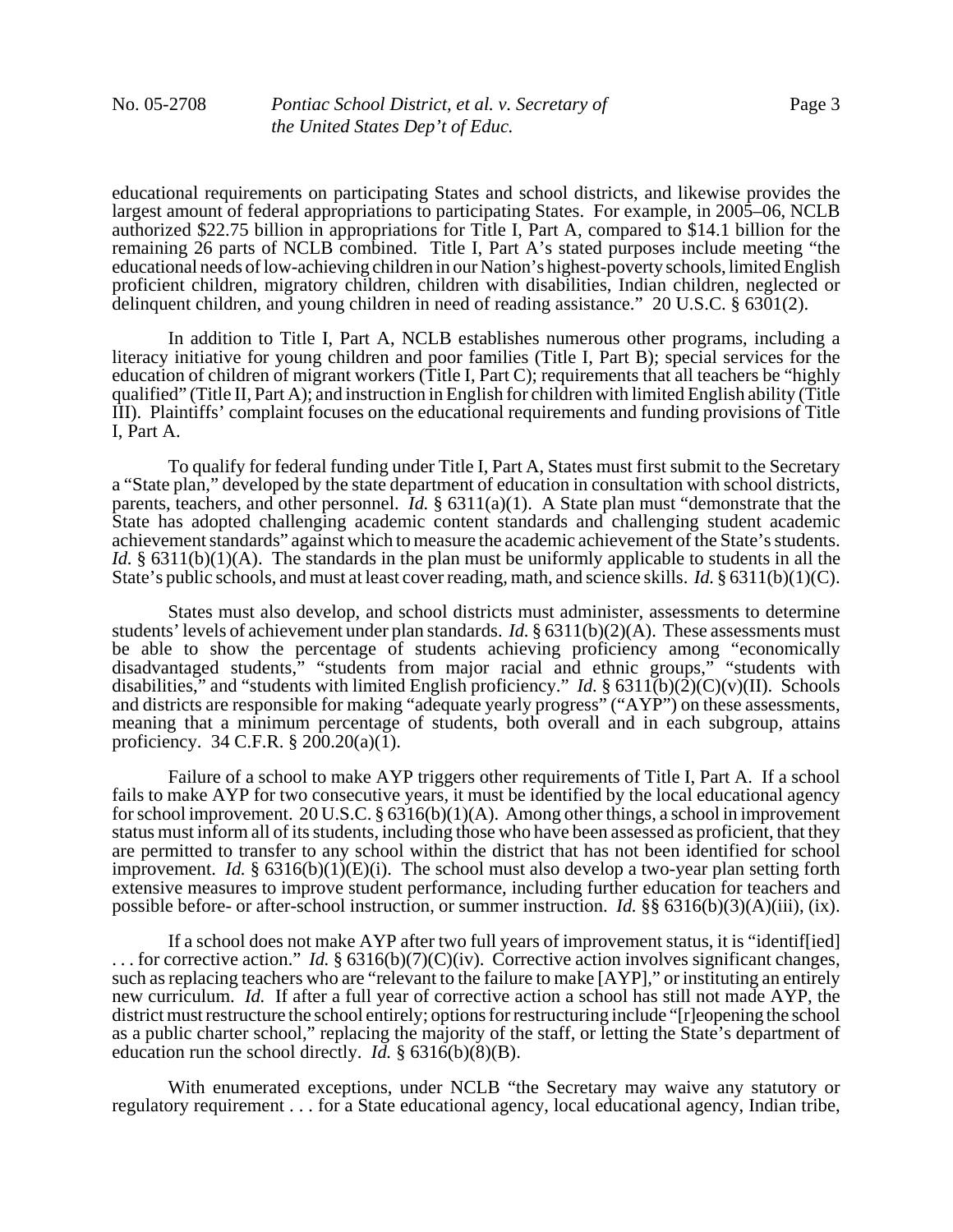educational requirements on participating States and school districts, and likewise provides the largest amount of federal appropriations to participating States. For example, in 2005–06, NCLB authorized $22.75 billion in appropriations for Title I, Part A, compared to $14.1 billion for the remaining 26 parts of NCLB combined. Title I, Part A's stated purposes include meeting "the educational needs of low-achieving children in our Nation's highest-poverty schools, limited English proficient children, migratory children, children with disabilities, Indian children, neglected or delinquent children, and young children in need of reading assistance." 20 U.S.C. § 6301(2).

In addition to Title I, Part A, NCLB establishes numerous other programs, including a literacy initiative for young children and poor families (Title I, Part B); special services for the education of children of migrant workers (Title I, Part C); requirements that all teachers be "highly qualified" (Title II, Part A); and instruction in English for children with limited English ability (Title III). Plaintiffs' complaint focuses on the educational requirements and funding provisions of Title I, Part A.

To qualify for federal funding under Title I, Part A, States must first submit to the Secretary a "State plan," developed by the state department of education in consultation with school districts, parents, teachers, and other personnel. *Id.* § 6311(a)(1). A State plan must "demonstrate that the State has adopted challenging academic content standards and challenging student academic achievement standards" against which to measure the academic achievement of the State's students. *Id.* § 6311(b)(1)(A). The standards in the plan must be uniformly applicable to students in all the State's public schools, and must at least cover reading, math, and science skills. *Id.* § 6311(b)(1)(C).

States must also develop, and school districts must administer, assessments to determine students' levels of achievement under plan standards. *Id.* § 6311(b)(2)(A). These assessments must be able to show the percentage of students achieving proficiency among "economically disadvantaged students," "students from major racial and ethnic groups," "students with disabilities," and "students with limited English proficiency." *Id.* § 6311(b)(2)(C)(v)(II). Schools and districts are responsible for making "adequate yearly progress" ("AYP") on these assessments, meaning that a minimum percentage of students, both overall and in each subgroup, attains proficiency. 34 C.F.R. § 200.20(a)(1).

Failure of a school to make AYP triggers other requirements of Title I, Part A. If a school fails to make AYP for two consecutive years, it must be identified by the local educational agency for school improvement. 20 U.S.C. § 6316(b)(1)(A). Among other things, a school in improvement status must inform all of its students, including those who have been assessed as proficient, that they are permitted to transfer to any school within the district that has not been identified for school improvement. *Id.* § 6316(b)(1)(E)(i). The school must also develop a two-year plan setting forth extensive measures to improve student performance, including further education for teachers and possible before- or after-school instruction, or summer instruction. *Id.* §§ 6316(b)(3)(A)(iii), (ix).

If a school does not make AYP after two full years of improvement status, it is "identif[ied] . . . for corrective action." *Id.* § 6316(b)(7)(C)(iv). Corrective action involves significant changes, such as replacing teachers who are "relevant to the failure to make [AYP]," or instituting an entirely new curriculum. *Id.* If after a full year of corrective action a school has still not made AYP, the district must restructure the school entirely; options for restructuring include "[r]eopening the school as a public charter school," replacing the majority of the staff, or letting the State's department of education run the school directly. *Id.* § 6316(b)(8)(B).

With enumerated exceptions, under NCLB "the Secretary may waive any statutory or regulatory requirement . . . for a State educational agency, local educational agency, Indian tribe,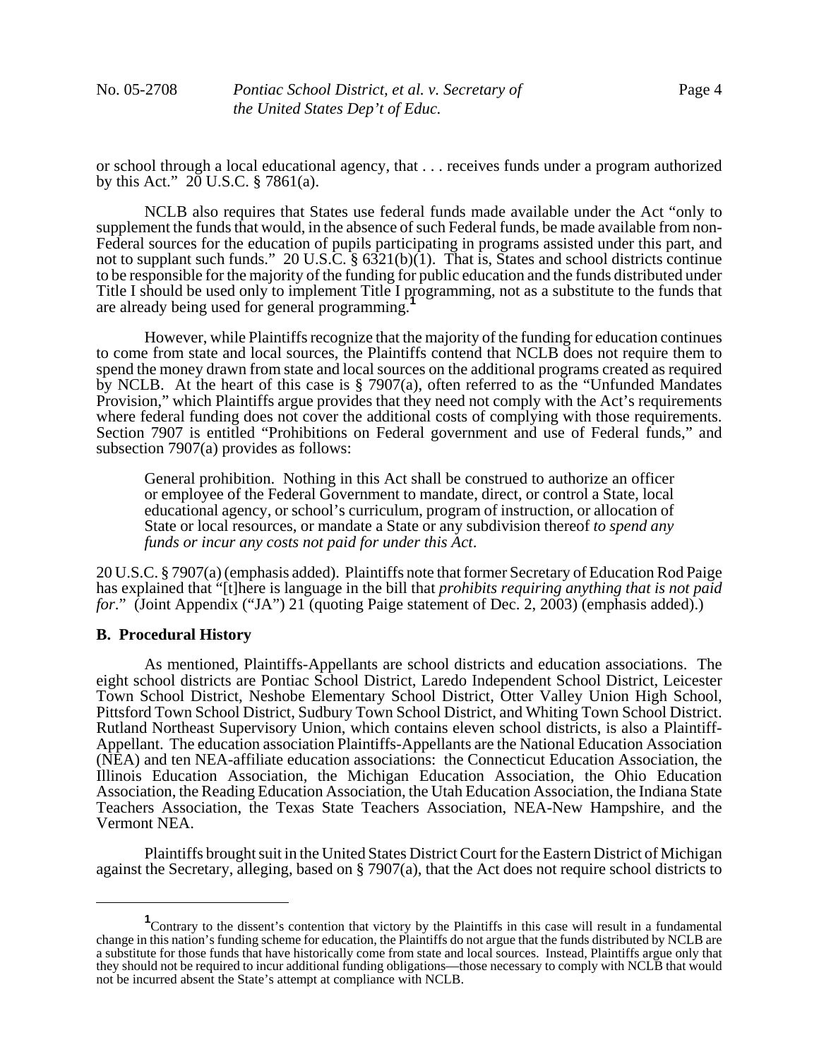or school through a local educational agency, that . . . receives funds under a program authorized by this Act." 20 U.S.C. § 7861(a).

NCLB also requires that States use federal funds made available under the Act "only to supplement the funds that would, in the absence of such Federal funds, be made available from non-Federal sources for the education of pupils participating in programs assisted under this part, and not to supplant such funds." 20 U.S.C. § 6321(b)(1). That is, States and school districts continue to be responsible for the majority of the funding for public education and the funds distributed under Title I should be used only to implement Title I programming, not as a substitute to the funds that are already being used for general programming.[1]

However, while Plaintiffs recognize that the majority of the funding for education continues to come from state and local sources, the Plaintiffs contend that NCLB does not require them to spend the money drawn from state and local sources on the additional programs created as required by NCLB. At the heart of this case is § 7907(a), often referred to as the "Unfunded Mandates Provision," which Plaintiffs argue provides that they need not comply with the Act's requirements where federal funding does not cover the additional costs of complying with those requirements. Section 7907 is entitled "Prohibitions on Federal government and use of Federal funds," and subsection 7907(a) provides as follows:

> General prohibition. Nothing in this Act shall be construed to authorize an officer or employee of the Federal Government to mandate, direct, or control a State, local educational agency, or school's curriculum, program of instruction, or allocation of State or local resources, or mandate a State or any subdivision thereof *to spend any funds or incur any costs not paid for under this Act*.

20 U.S.C. § 7907(a) (emphasis added). Plaintiffs note that former Secretary of Education Rod Paige has explained that "[t]here is language in the bill that *prohibits requiring anything that is not paid for*." (Joint Appendix ("JA") 21 (quoting Paige statement of Dec. 2, 2003) (emphasis added).)

**B. Procedural History**

As mentioned, Plaintiffs-Appellants are school districts and education associations. The eight school districts are Pontiac School District, Laredo Independent School District, Leicester Town School District, Neshobe Elementary School District, Otter Valley Union High School, Pittsford Town School District, Sudbury Town School District, and Whiting Town School District. Rutland Northeast Supervisory Union, which contains eleven school districts, is also a Plaintiff-Appellant. The education association Plaintiffs-Appellants are the National Education Association (NEA) and ten NEA-affiliate education associations: the Connecticut Education Association, the Illinois Education Association, the Michigan Education Association, the Ohio Education Association, the Reading Education Association, the Utah Education Association, the Indiana State Teachers Association, the Texas State Teachers Association, NEA-New Hampshire, and the Vermont NEA.

Plaintiffs brought suit in the United States District Court for the Eastern District of Michigan against the Secretary, alleging, based on § 7907(a), that the Act does not require school districts to

---

[1] Contrary to the dissent's contention that victory by the Plaintiffs in this case will result in a fundamental change in this nation's funding scheme for education, the Plaintiffs do not argue that the funds distributed by NCLB are a substitute for those funds that have historically come from state and local sources. Instead, Plaintiffs argue only that they should not be required to incur additional funding obligations—those necessary to comply with NCLB that would not be incurred absent the State's attempt at compliance with NCLB.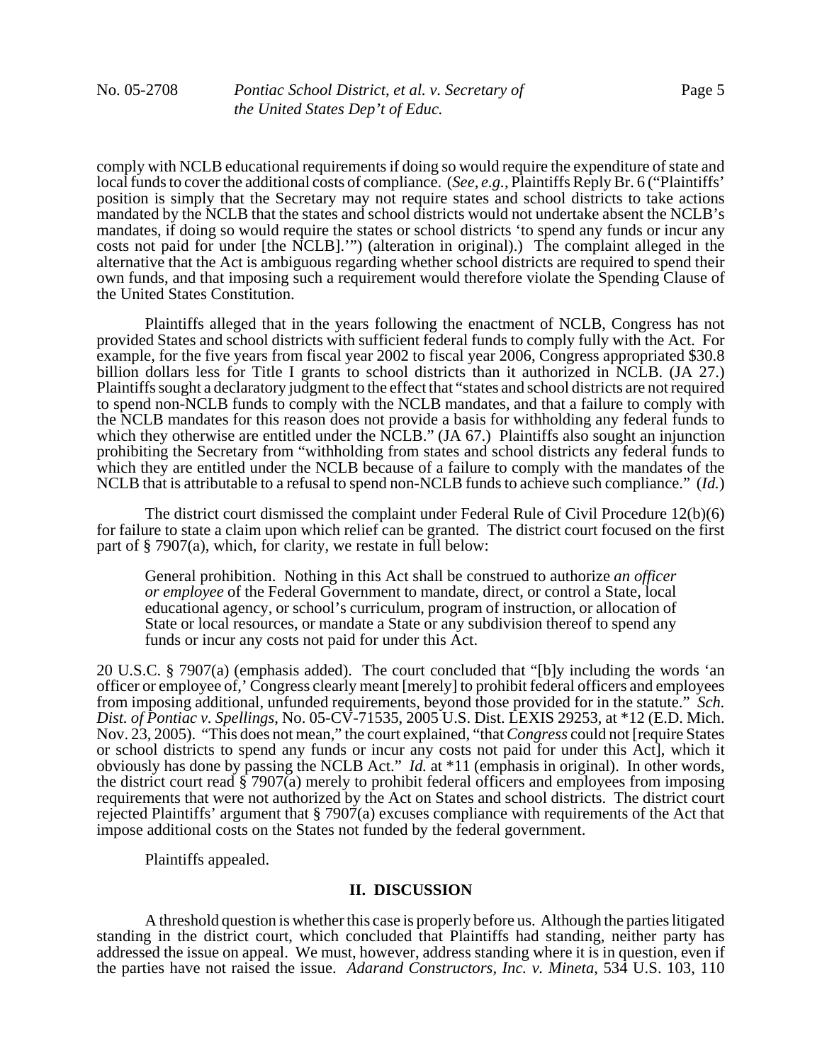comply with NCLB educational requirements if doing so would require the expenditure of state and local funds to cover the additional costs of compliance. (*See, e.g.*, Plaintiffs Reply Br. 6 ("Plaintiffs' position is simply that the Secretary may not require states and school districts to take actions mandated by the NCLB that the states and school districts would not undertake absent the NCLB's mandates, if doing so would require the states or school districts 'to spend any funds or incur any costs not paid for under [the NCLB].'") (alteration in original).) The complaint alleged in the alternative that the Act is ambiguous regarding whether school districts are required to spend their own funds, and that imposing such a requirement would therefore violate the Spending Clause of the United States Constitution.

Plaintiffs alleged that in the years following the enactment of NCLB, Congress has not provided States and school districts with sufficient federal funds to comply fully with the Act. For example, for the five years from fiscal year 2002 to fiscal year 2006, Congress appropriated $30.8 billion dollars less for Title I grants to school districts than it authorized in NCLB. (JA 27.) Plaintiffs sought a declaratory judgment to the effect that "states and school districts are not required to spend non-NCLB funds to comply with the NCLB mandates, and that a failure to comply with the NCLB mandates for this reason does not provide a basis for withholding any federal funds to which they otherwise are entitled under the NCLB." (JA 67.) Plaintiffs also sought an injunction prohibiting the Secretary from "withholding from states and school districts any federal funds to which they are entitled under the NCLB because of a failure to comply with the mandates of the NCLB that is attributable to a refusal to spend non-NCLB funds to achieve such compliance." (*Id.*)

The district court dismissed the complaint under Federal Rule of Civil Procedure 12(b)(6) for failure to state a claim upon which relief can be granted. The district court focused on the first part of § 7907(a), which, for clarity, we restate in full below:

> General prohibition. Nothing in this Act shall be construed to authorize *an officer or employee* of the Federal Government to mandate, direct, or control a State, local educational agency, or school's curriculum, program of instruction, or allocation of State or local resources, or mandate a State or any subdivision thereof to spend any funds or incur any costs not paid for under this Act.

20 U.S.C. § 7907(a) (emphasis added). The court concluded that "[b]y including the words 'an officer or employee of,' Congress clearly meant [merely] to prohibit federal officers and employees from imposing additional, unfunded requirements, beyond those provided for in the statute." *Sch. Dist. of Pontiac v. Spellings*, No. 05-CV-71535, 2005 U.S. Dist. LEXIS 29253, at *12 (E.D. Mich. Nov. 23, 2005). "This does not mean," the court explained, "that *Congress* could not [require States or school districts to spend any funds or incur any costs not paid for under this Act], which it obviously has done by passing the NCLB Act." *Id.* at *11 (emphasis in original). In other words, the district court read § 7907(a) merely to prohibit federal officers and employees from imposing requirements that were not authorized by the Act on States and school districts. The district court rejected Plaintiffs' argument that § 7907(a) excuses compliance with requirements of the Act that impose additional costs on the States not funded by the federal government.

Plaintiffs appealed.

## II. DISCUSSION

A threshold question is whether this case is properly before us. Although the parties litigated standing in the district court, which concluded that Plaintiffs had standing, neither party has addressed the issue on appeal. We must, however, address standing where it is in question, even if the parties have not raised the issue. *Adarand Constructors, Inc. v. Mineta*, 534 U.S. 103, 110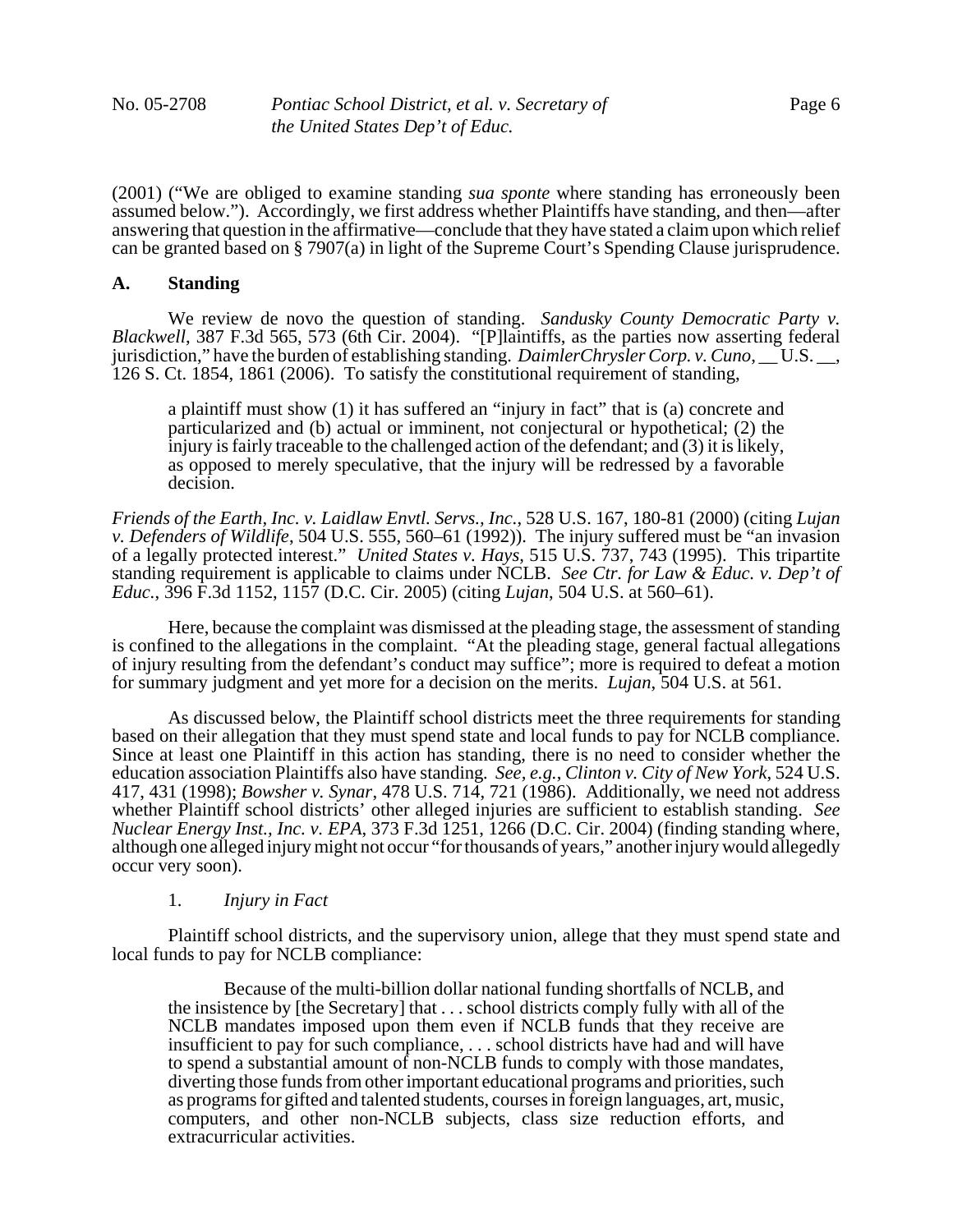(2001) ("We are obliged to examine standing *sua sponte* where standing has erroneously been assumed below."). Accordingly, we first address whether Plaintiffs have standing, and then—after answering that question in the affirmative—conclude that they have stated a claim upon which relief can be granted based on § 7907(a) in light of the Supreme Court's Spending Clause jurisprudence.

## A. Standing

We review de novo the question of standing. *Sandusky County Democratic Party v. Blackwell*, 387 F.3d 565, 573 (6th Cir. 2004). "[P]laintiffs, as the parties now asserting federal jurisdiction," have the burden of establishing standing. *DaimlerChrysler Corp. v. Cuno*, __ U.S. __, 126 S. Ct. 1854, 1861 (2006). To satisfy the constitutional requirement of standing,

> a plaintiff must show (1) it has suffered an "injury in fact" that is (a) concrete and particularized and (b) actual or imminent, not conjectural or hypothetical; (2) the injury is fairly traceable to the challenged action of the defendant; and (3) it is likely, as opposed to merely speculative, that the injury will be redressed by a favorable decision.

*Friends of the Earth, Inc. v. Laidlaw Envtl. Servs., Inc.*, 528 U.S. 167, 180-81 (2000) (citing *Lujan v. Defenders of Wildlife*, 504 U.S. 555, 560–61 (1992)). The injury suffered must be "an invasion of a legally protected interest." *United States v. Hays*, 515 U.S. 737, 743 (1995). This tripartite standing requirement is applicable to claims under NCLB. *See Ctr. for Law & Educ. v. Dep't of Educ.*, 396 F.3d 1152, 1157 (D.C. Cir. 2005) (citing *Lujan*, 504 U.S. at 560–61).

Here, because the complaint was dismissed at the pleading stage, the assessment of standing is confined to the allegations in the complaint. "At the pleading stage, general factual allegations of injury resulting from the defendant's conduct may suffice"; more is required to defeat a motion for summary judgment and yet more for a decision on the merits. *Lujan*, 504 U.S. at 561.

As discussed below, the Plaintiff school districts meet the three requirements for standing based on their allegation that they must spend state and local funds to pay for NCLB compliance. Since at least one Plaintiff in this action has standing, there is no need to consider whether the education association Plaintiffs also have standing. *See, e.g.*, *Clinton v. City of New York*, 524 U.S. 417, 431 (1998); *Bowsher v. Synar*, 478 U.S. 714, 721 (1986). Additionally, we need not address whether Plaintiff school districts' other alleged injuries are sufficient to establish standing. *See Nuclear Energy Inst., Inc. v. EPA*, 373 F.3d 1251, 1266 (D.C. Cir. 2004) (finding standing where, although one alleged injury might not occur "for thousands of years," another injury would allegedly occur very soon).

### 1. *Injury in Fact*

Plaintiff school districts, and the supervisory union, allege that they must spend state and local funds to pay for NCLB compliance:

> Because of the multi-billion dollar national funding shortfalls of NCLB, and the insistence by [the Secretary] that . . . school districts comply fully with all of the NCLB mandates imposed upon them even if NCLB funds that they receive are insufficient to pay for such compliance, . . . school districts have had and will have to spend a substantial amount of non-NCLB funds to comply with those mandates, diverting those funds from other important educational programs and priorities, such as programs for gifted and talented students, courses in foreign languages, art, music, computers, and other non-NCLB subjects, class size reduction efforts, and extracurricular activities.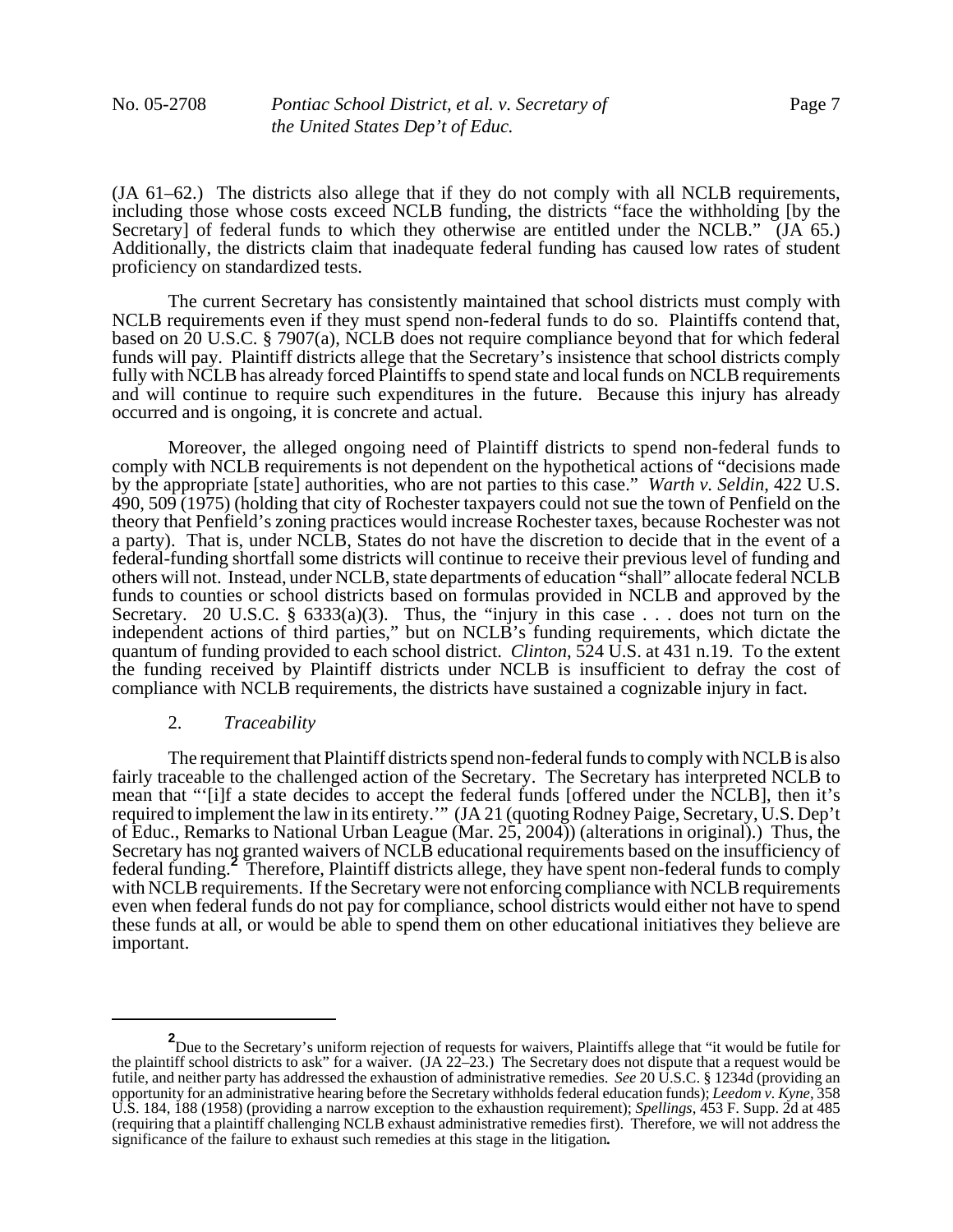(JA 61–62.) The districts also allege that if they do not comply with all NCLB requirements, including those whose costs exceed NCLB funding, the districts "face the withholding [by the Secretary] of federal funds to which they otherwise are entitled under the NCLB." (JA 65.) Additionally, the districts claim that inadequate federal funding has caused low rates of student proficiency on standardized tests.

The current Secretary has consistently maintained that school districts must comply with NCLB requirements even if they must spend non-federal funds to do so. Plaintiffs contend that, based on 20 U.S.C. § 7907(a), NCLB does not require compliance beyond that for which federal funds will pay. Plaintiff districts allege that the Secretary's insistence that school districts comply fully with NCLB has already forced Plaintiffs to spend state and local funds on NCLB requirements and will continue to require such expenditures in the future. Because this injury has already occurred and is ongoing, it is concrete and actual.

Moreover, the alleged ongoing need of Plaintiff districts to spend non-federal funds to comply with NCLB requirements is not dependent on the hypothetical actions of "decisions made by the appropriate [state] authorities, who are not parties to this case." *Warth v. Seldin*, 422 U.S. 490, 509 (1975) (holding that city of Rochester taxpayers could not sue the town of Penfield on the theory that Penfield's zoning practices would increase Rochester taxes, because Rochester was not a party). That is, under NCLB, States do not have the discretion to decide that in the event of a federal-funding shortfall some districts will continue to receive their previous level of funding and others will not. Instead, under NCLB, state departments of education "shall" allocate federal NCLB funds to counties or school districts based on formulas provided in NCLB and approved by the Secretary. 20 U.S.C. § 6333(a)(3). Thus, the "injury in this case . . . does not turn on the independent actions of third parties," but on NCLB's funding requirements, which dictate the quantum of funding provided to each school district. *Clinton*, 524 U.S. at 431 n.19. To the extent the funding received by Plaintiff districts under NCLB is insufficient to defray the cost of compliance with NCLB requirements, the districts have sustained a cognizable injury in fact.

2. *Traceability*

The requirement that Plaintiff districts spend non-federal funds to comply with NCLB is also fairly traceable to the challenged action of the Secretary. The Secretary has interpreted NCLB to mean that "'[i]f a state decides to accept the federal funds [offered under the NCLB], then it's required to implement the law in its entirety.'" (JA 21 (quoting Rodney Paige, Secretary, U.S. Dep't of Educ., Remarks to National Urban League (Mar. 25, 2004)) (alterations in original).) Thus, the Secretary has not granted waivers of NCLB educational requirements based on the insufficiency of federal funding.[2] Therefore, Plaintiff districts allege, they have spent non-federal funds to comply with NCLB requirements. If the Secretary were not enforcing compliance with NCLB requirements even when federal funds do not pay for compliance, school districts would either not have to spend these funds at all, or would be able to spend them on other educational initiatives they believe are important.

[2] Due to the Secretary's uniform rejection of requests for waivers, Plaintiffs allege that "it would be futile for the plaintiff school districts to ask" for a waiver. (JA 22–23.) The Secretary does not dispute that a request would be futile, and neither party has addressed the exhaustion of administrative remedies. *See* 20 U.S.C. § 1234d (providing an opportunity for an administrative hearing before the Secretary withholds federal education funds); *Leedom v. Kyne*, 358 U.S. 184, 188 (1958) (providing a narrow exception to the exhaustion requirement); *Spellings*, 453 F. Supp. 2d at 485 (requiring that a plaintiff challenging NCLB exhaust administrative remedies first). Therefore, we will not address the significance of the failure to exhaust such remedies at this stage in the litigation.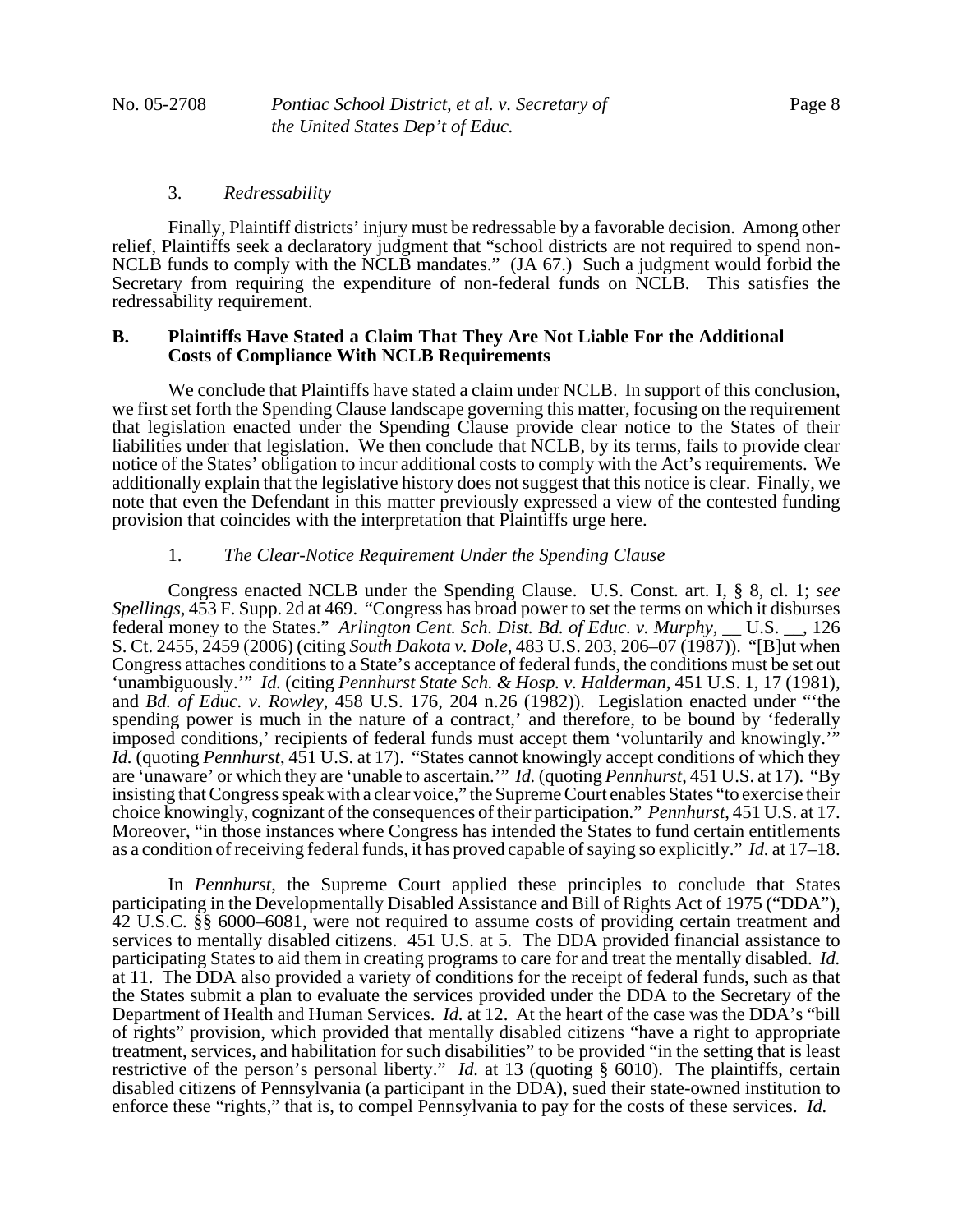### 3. *Redressability*

Finally, Plaintiff districts' injury must be redressable by a favorable decision. Among other relief, Plaintiffs seek a declaratory judgment that "school districts are not required to spend non-NCLB funds to comply with the NCLB mandates." (JA 67.) Such a judgment would forbid the Secretary from requiring the expenditure of non-federal funds on NCLB. This satisfies the redressability requirement.

## B. Plaintiffs Have Stated a Claim That They Are Not Liable For the Additional Costs of Compliance With NCLB Requirements

We conclude that Plaintiffs have stated a claim under NCLB. In support of this conclusion, we first set forth the Spending Clause landscape governing this matter, focusing on the requirement that legislation enacted under the Spending Clause provide clear notice to the States of their liabilities under that legislation. We then conclude that NCLB, by its terms, fails to provide clear notice of the States' obligation to incur additional costs to comply with the Act's requirements. We additionally explain that the legislative history does not suggest that this notice is clear. Finally, we note that even the Defendant in this matter previously expressed a view of the contested funding provision that coincides with the interpretation that Plaintiffs urge here.

### 1. *The Clear-Notice Requirement Under the Spending Clause*

Congress enacted NCLB under the Spending Clause. U.S. Const. art. I, § 8, cl. 1; *see Spellings*, 453 F. Supp. 2d at 469. "Congress has broad power to set the terms on which it disburses federal money to the States." *Arlington Cent. Sch. Dist. Bd. of Educ. v. Murphy*, __ U.S. __, 126 S. Ct. 2455, 2459 (2006) (citing *South Dakota v. Dole*, 483 U.S. 203, 206–07 (1987)). "[B]ut when Congress attaches conditions to a State's acceptance of federal funds, the conditions must be set out 'unambiguously.'" *Id.* (citing *Pennhurst State Sch. & Hosp. v. Halderman*, 451 U.S. 1, 17 (1981), and *Bd. of Educ. v. Rowley*, 458 U.S. 176, 204 n.26 (1982)). Legislation enacted under "'the spending power is much in the nature of a contract,' and therefore, to be bound by 'federally imposed conditions,' recipients of federal funds must accept them 'voluntarily and knowingly.'" *Id.* (quoting *Pennhurst*, 451 U.S. at 17). "States cannot knowingly accept conditions of which they are 'unaware' or which they are 'unable to ascertain.'" *Id.* (quoting *Pennhurst*, 451 U.S. at 17). "By insisting that Congress speak with a clear voice," the Supreme Court enables States "to exercise their choice knowingly, cognizant of the consequences of their participation." *Pennhurst*, 451 U.S. at 17. Moreover, "in those instances where Congress has intended the States to fund certain entitlements as a condition of receiving federal funds, it has proved capable of saying so explicitly." *Id.* at 17–18.

In *Pennhurst*, the Supreme Court applied these principles to conclude that States participating in the Developmentally Disabled Assistance and Bill of Rights Act of 1975 ("DDA"), 42 U.S.C. §§ 6000–6081, were not required to assume costs of providing certain treatment and services to mentally disabled citizens. 451 U.S. at 5. The DDA provided financial assistance to participating States to aid them in creating programs to care for and treat the mentally disabled. *Id.* at 11. The DDA also provided a variety of conditions for the receipt of federal funds, such as that the States submit a plan to evaluate the services provided under the DDA to the Secretary of the Department of Health and Human Services. *Id.* at 12. At the heart of the case was the DDA's "bill of rights" provision, which provided that mentally disabled citizens "have a right to appropriate treatment, services, and habilitation for such disabilities" to be provided "in the setting that is least restrictive of the person's personal liberty." *Id.* at 13 (quoting § 6010). The plaintiffs, certain disabled citizens of Pennsylvania (a participant in the DDA), sued their state-owned institution to enforce these "rights," that is, to compel Pennsylvania to pay for the costs of these services. *Id.*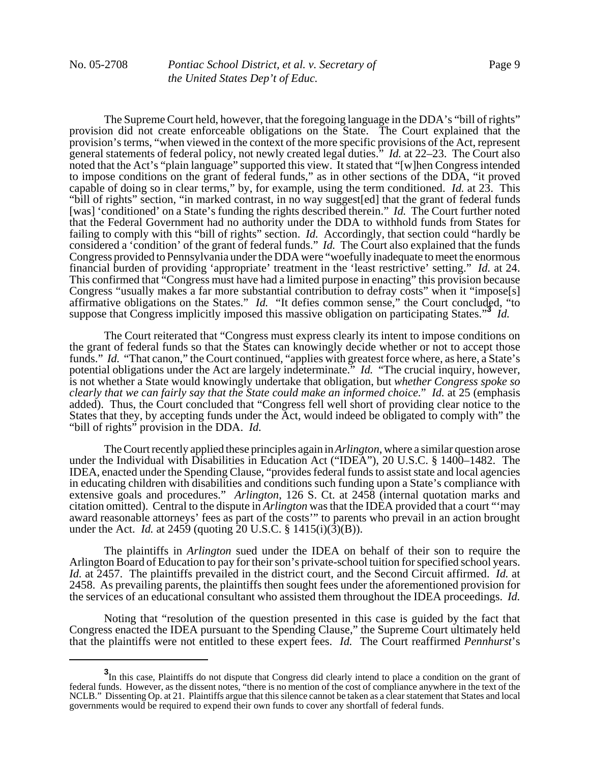The Supreme Court held, however, that the foregoing language in the DDA's "bill of rights" provision did not create enforceable obligations on the State. The Court explained that the provision's terms, "when viewed in the context of the more specific provisions of the Act, represent general statements of federal policy, not newly created legal duties." *Id.* at 22–23. The Court also noted that the Act's "plain language" supported this view. It stated that "[w]hen Congress intended to impose conditions on the grant of federal funds," as in other sections of the DDA, "it proved capable of doing so in clear terms," by, for example, using the term conditioned. *Id.* at 23. This "bill of rights" section, "in marked contrast, in no way suggest[ed] that the grant of federal funds [was] 'conditioned' on a State's funding the rights described therein." *Id.* The Court further noted that the Federal Government had no authority under the DDA to withhold funds from States for failing to comply with this "bill of rights" section. *Id.* Accordingly, that section could "hardly be considered a 'condition' of the grant of federal funds." *Id.* The Court also explained that the funds Congress provided to Pennsylvania under the DDA were "woefully inadequate to meet the enormous financial burden of providing 'appropriate' treatment in the 'least restrictive' setting." *Id.* at 24. This confirmed that "Congress must have had a limited purpose in enacting" this provision because Congress "usually makes a far more substantial contribution to defray costs" when it "impose[s] affirmative obligations on the States." *Id.* "It defies common sense," the Court concluded, "to suppose that Congress implicitly imposed this massive obligation on participating States."[3] *Id.*

The Court reiterated that "Congress must express clearly its intent to impose conditions on the grant of federal funds so that the States can knowingly decide whether or not to accept those funds." *Id.* "That canon," the Court continued, "applies with greatest force where, as here, a State's potential obligations under the Act are largely indeterminate." *Id.* "The crucial inquiry, however, is not whether a State would knowingly undertake that obligation, but *whether Congress spoke so clearly that we can fairly say that the State could make an informed choice*." *Id.* at 25 (emphasis added). Thus, the Court concluded that "Congress fell well short of providing clear notice to the States that they, by accepting funds under the Act, would indeed be obligated to comply with" the "bill of rights" provision in the DDA. *Id.*

The Court recently applied these principles again in *Arlington*, where a similar question arose under the Individual with Disabilities in Education Act ("IDEA"), 20 U.S.C. § 1400–1482. The IDEA, enacted under the Spending Clause, "provides federal funds to assist state and local agencies in educating children with disabilities and conditions such funding upon a State's compliance with extensive goals and procedures." *Arlington*, 126 S. Ct. at 2458 (internal quotation marks and citation omitted). Central to the dispute in *Arlington* was that the IDEA provided that a court "'may award reasonable attorneys' fees as part of the costs'" to parents who prevail in an action brought under the Act. *Id.* at 2459 (quoting 20 U.S.C. § 1415(i)(3)(B)).

The plaintiffs in *Arlington* sued under the IDEA on behalf of their son to require the Arlington Board of Education to pay for their son's private-school tuition for specified school years. *Id.* at 2457. The plaintiffs prevailed in the district court, and the Second Circuit affirmed. *Id.* at 2458. As prevailing parents, the plaintiffs then sought fees under the aforementioned provision for the services of an educational consultant who assisted them throughout the IDEA proceedings. *Id.*

Noting that "resolution of the question presented in this case is guided by the fact that Congress enacted the IDEA pursuant to the Spending Clause," the Supreme Court ultimately held that the plaintiffs were not entitled to these expert fees. *Id.* The Court reaffirmed *Pennhurst*'s

---

[3] In this case, Plaintiffs do not dispute that Congress did clearly intend to place a condition on the grant of federal funds. However, as the dissent notes, "there is no mention of the cost of compliance anywhere in the text of the NCLB." Dissenting Op. at 21. Plaintiffs argue that this silence cannot be taken as a clear statement that States and local governments would be required to expend their own funds to cover any shortfall of federal funds.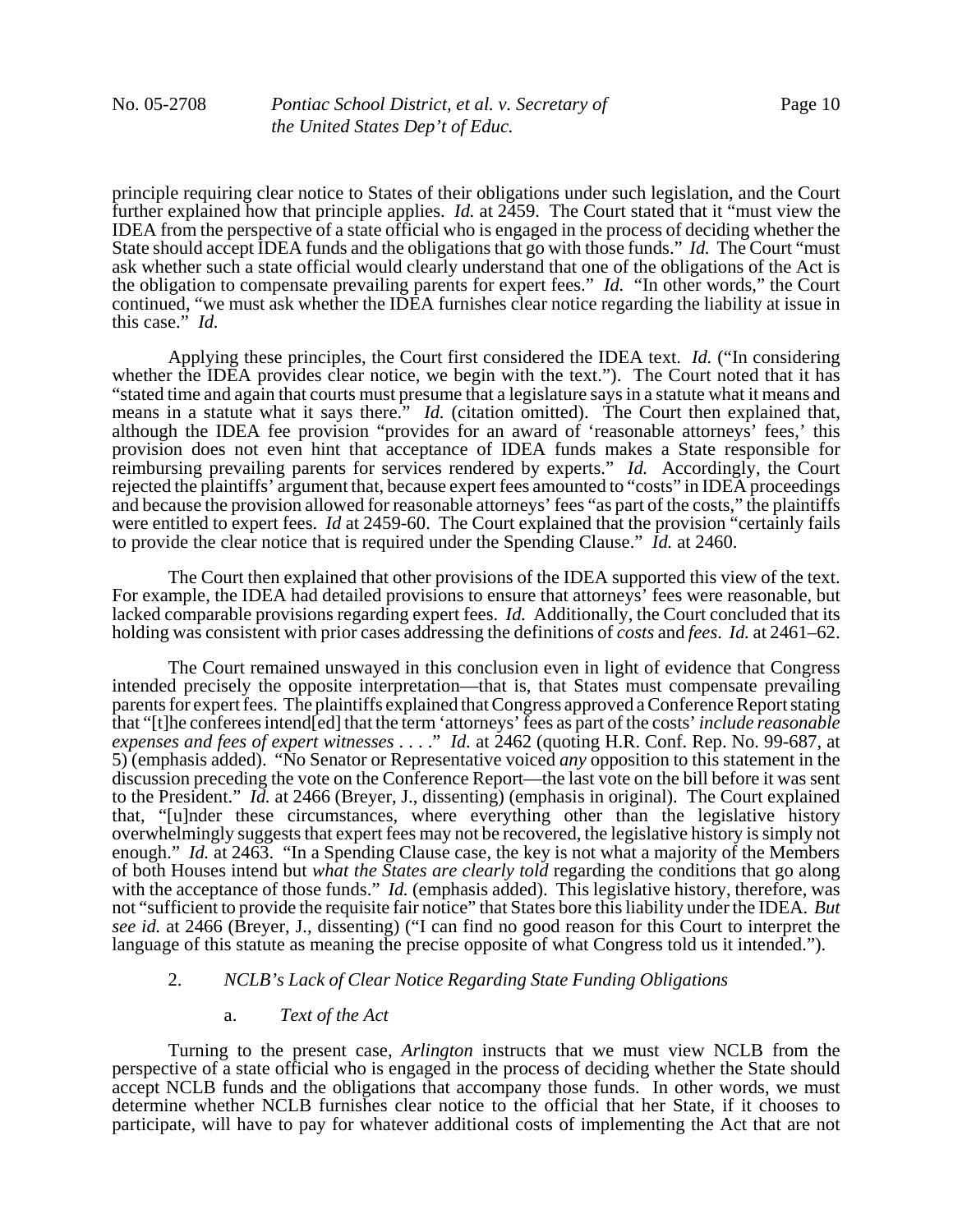principle requiring clear notice to States of their obligations under such legislation, and the Court further explained how that principle applies. *Id.* at 2459. The Court stated that it "must view the IDEA from the perspective of a state official who is engaged in the process of deciding whether the State should accept IDEA funds and the obligations that go with those funds." *Id.* The Court "must ask whether such a state official would clearly understand that one of the obligations of the Act is the obligation to compensate prevailing parents for expert fees." *Id.* "In other words," the Court continued, "we must ask whether the IDEA furnishes clear notice regarding the liability at issue in this case." *Id.*

Applying these principles, the Court first considered the IDEA text. *Id.* ("In considering whether the IDEA provides clear notice, we begin with the text."). The Court noted that it has "stated time and again that courts must presume that a legislature says in a statute what it means and means in a statute what it says there." *Id.* (citation omitted). The Court then explained that, although the IDEA fee provision "provides for an award of 'reasonable attorneys' fees,' this provision does not even hint that acceptance of IDEA funds makes a State responsible for reimbursing prevailing parents for services rendered by experts." *Id.* Accordingly, the Court rejected the plaintiffs' argument that, because expert fees amounted to "costs" in IDEA proceedings and because the provision allowed for reasonable attorneys' fees "as part of the costs," the plaintiffs were entitled to expert fees. *Id* at 2459-60. The Court explained that the provision "certainly fails to provide the clear notice that is required under the Spending Clause." *Id.* at 2460.

The Court then explained that other provisions of the IDEA supported this view of the text. For example, the IDEA had detailed provisions to ensure that attorneys' fees were reasonable, but lacked comparable provisions regarding expert fees. *Id.* Additionally, the Court concluded that its holding was consistent with prior cases addressing the definitions of *costs* and *fees*. *Id.* at 2461–62.

The Court remained unswayed in this conclusion even in light of evidence that Congress intended precisely the opposite interpretation—that is, that States must compensate prevailing parents for expert fees. The plaintiffs explained that Congress approved a Conference Report stating that "[t]he conferees intend[ed] that the term 'attorneys' fees as part of the costs' *include reasonable expenses and fees of expert witnesses* . . . ." *Id.* at 2462 (quoting H.R. Conf. Rep. No. 99-687, at 5) (emphasis added). "No Senator or Representative voiced *any* opposition to this statement in the discussion preceding the vote on the Conference Report—the last vote on the bill before it was sent to the President." *Id.* at 2466 (Breyer, J., dissenting) (emphasis in original). The Court explained that, "[u]nder these circumstances, where everything other than the legislative history overwhelmingly suggests that expert fees may not be recovered, the legislative history is simply not enough." *Id.* at 2463. "In a Spending Clause case, the key is not what a majority of the Members of both Houses intend but *what the States are clearly told* regarding the conditions that go along with the acceptance of those funds." *Id.* (emphasis added). This legislative history, therefore, was not "sufficient to provide the requisite fair notice" that States bore this liability under the IDEA. *But see id.* at 2466 (Breyer, J., dissenting) ("I can find no good reason for this Court to interpret the language of this statute as meaning the precise opposite of what Congress told us it intended.").

2. *NCLB's Lack of Clear Notice Regarding State Funding Obligations*

a. *Text of the Act*

Turning to the present case, *Arlington* instructs that we must view NCLB from the perspective of a state official who is engaged in the process of deciding whether the State should accept NCLB funds and the obligations that accompany those funds. In other words, we must determine whether NCLB furnishes clear notice to the official that her State, if it chooses to participate, will have to pay for whatever additional costs of implementing the Act that are not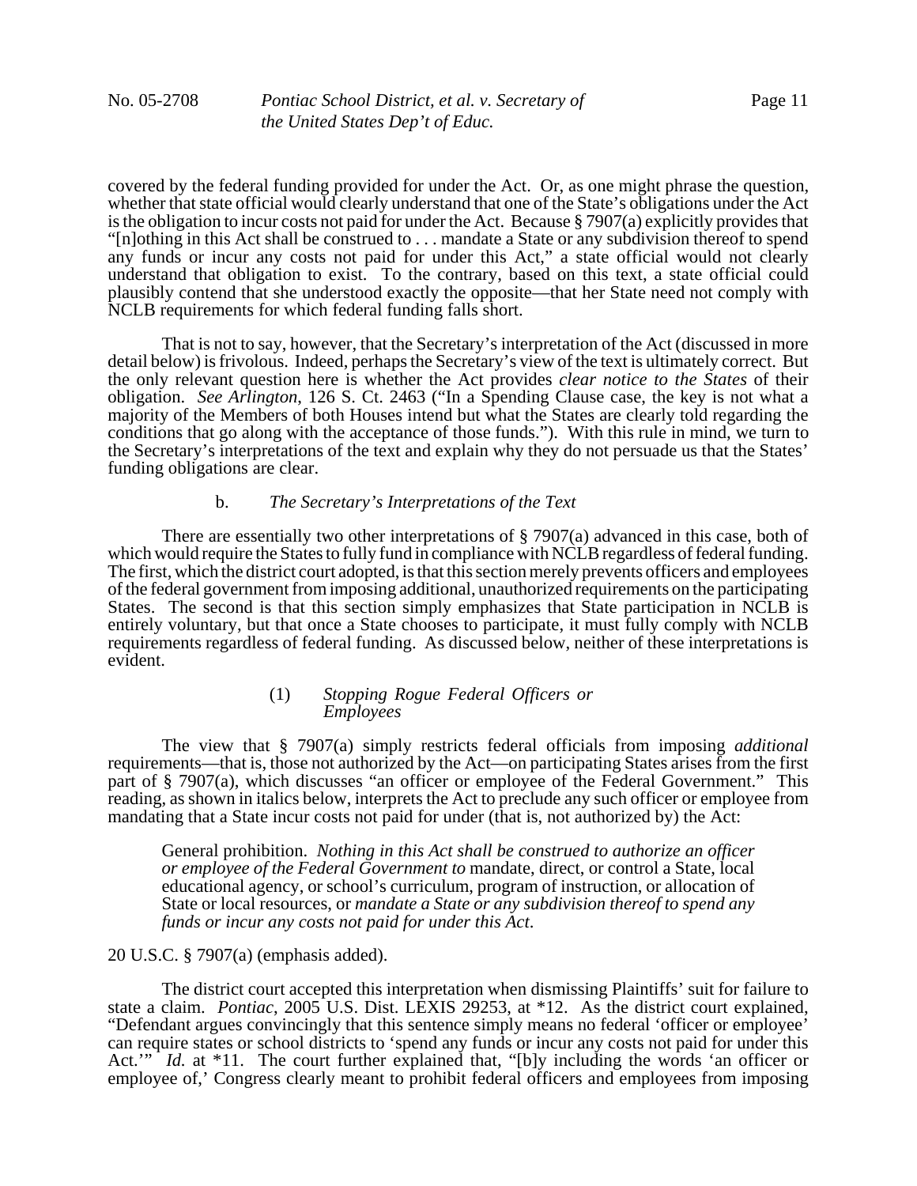covered by the federal funding provided for under the Act. Or, as one might phrase the question, whether that state official would clearly understand that one of the State's obligations under the Act is the obligation to incur costs not paid for under the Act. Because § 7907(a) explicitly provides that "[n]othing in this Act shall be construed to . . . mandate a State or any subdivision thereof to spend any funds or incur any costs not paid for under this Act," a state official would not clearly understand that obligation to exist. To the contrary, based on this text, a state official could plausibly contend that she understood exactly the opposite—that her State need not comply with NCLB requirements for which federal funding falls short.

That is not to say, however, that the Secretary's interpretation of the Act (discussed in more detail below) is frivolous. Indeed, perhaps the Secretary's view of the text is ultimately correct. But the only relevant question here is whether the Act provides *clear notice to the States* of their obligation. *See Arlington*, 126 S. Ct. 2463 ("In a Spending Clause case, the key is not what a majority of the Members of both Houses intend but what the States are clearly told regarding the conditions that go along with the acceptance of those funds."). With this rule in mind, we turn to the Secretary's interpretations of the text and explain why they do not persuade us that the States' funding obligations are clear.

b. *The Secretary's Interpretations of the Text*

There are essentially two other interpretations of § 7907(a) advanced in this case, both of which would require the States to fully fund in compliance with NCLB regardless of federal funding. The first, which the district court adopted, is that this section merely prevents officers and employees of the federal government from imposing additional, unauthorized requirements on the participating States. The second is that this section simply emphasizes that State participation in NCLB is entirely voluntary, but that once a State chooses to participate, it must fully comply with NCLB requirements regardless of federal funding. As discussed below, neither of these interpretations is evident.

(1) *Stopping Rogue Federal Officers or Employees*

The view that § 7907(a) simply restricts federal officials from imposing *additional* requirements—that is, those not authorized by the Act—on participating States arises from the first part of § 7907(a), which discusses "an officer or employee of the Federal Government." This reading, as shown in italics below, interprets the Act to preclude any such officer or employee from mandating that a State incur costs not paid for under (that is, not authorized by) the Act:

> General prohibition. *Nothing in this Act shall be construed to authorize an officer or employee of the Federal Government to* mandate, direct, or control a State, local educational agency, or school's curriculum, program of instruction, or allocation of State or local resources, or *mandate a State or any subdivision thereof to spend any funds or incur any costs not paid for under this Act*.

20 U.S.C. § 7907(a) (emphasis added).

The district court accepted this interpretation when dismissing Plaintiffs' suit for failure to state a claim. *Pontiac*, 2005 U.S. Dist. LEXIS 29253, at *12. As the district court explained, "Defendant argues convincingly that this sentence simply means no federal 'officer or employee' can require states or school districts to 'spend any funds or incur any costs not paid for under this Act.'" *Id.* at *11. The court further explained that, "[b]y including the words 'an officer or employee of,' Congress clearly meant to prohibit federal officers and employees from imposing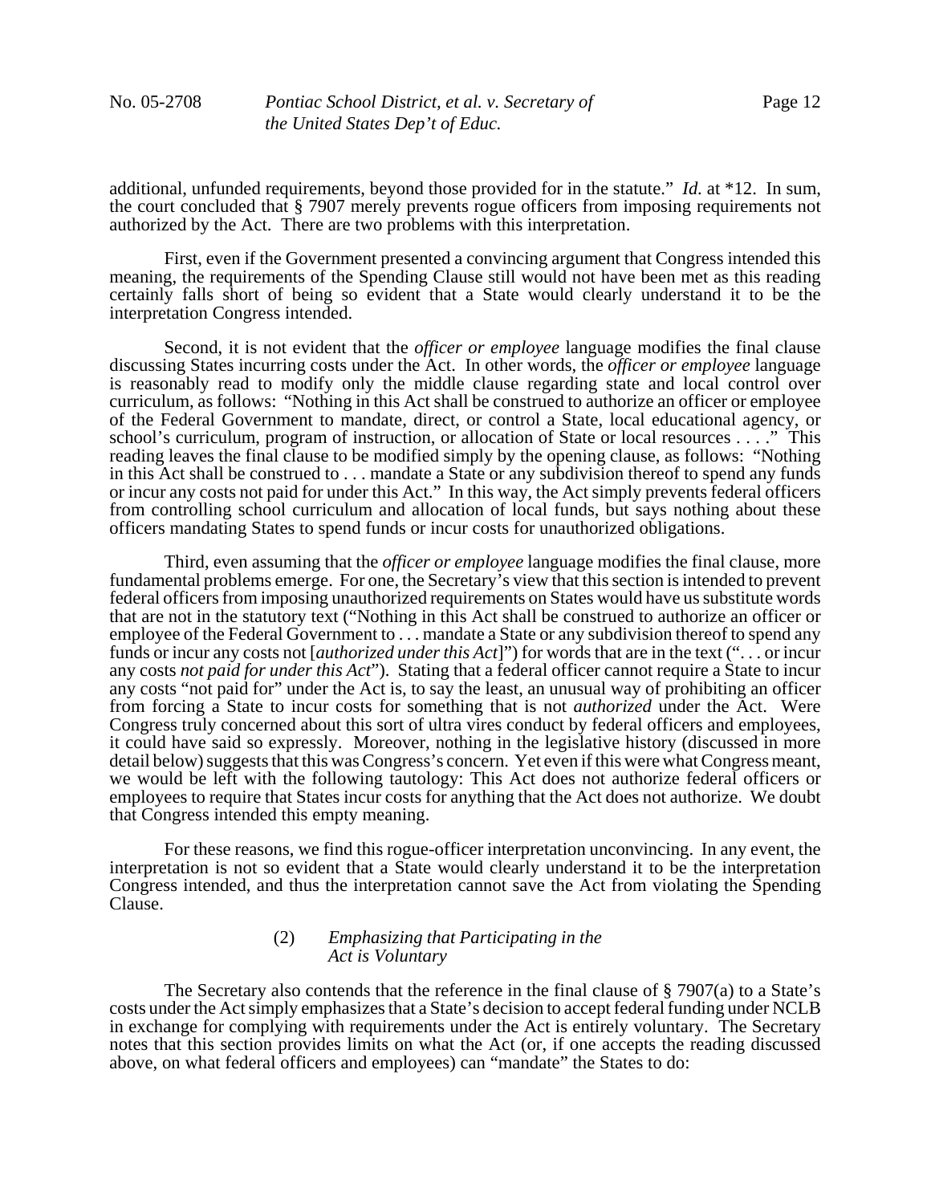additional, unfunded requirements, beyond those provided for in the statute." *Id.* at *12. In sum, the court concluded that § 7907 merely prevents rogue officers from imposing requirements not authorized by the Act. There are two problems with this interpretation.

First, even if the Government presented a convincing argument that Congress intended this meaning, the requirements of the Spending Clause still would not have been met as this reading certainly falls short of being so evident that a State would clearly understand it to be the interpretation Congress intended.

Second, it is not evident that the *officer or employee* language modifies the final clause discussing States incurring costs under the Act. In other words, the *officer or employee* language is reasonably read to modify only the middle clause regarding state and local control over curriculum, as follows: "Nothing in this Act shall be construed to authorize an officer or employee of the Federal Government to mandate, direct, or control a State, local educational agency, or school's curriculum, program of instruction, or allocation of State or local resources . . . ." This reading leaves the final clause to be modified simply by the opening clause, as follows: "Nothing in this Act shall be construed to . . . mandate a State or any subdivision thereof to spend any funds or incur any costs not paid for under this Act." In this way, the Act simply prevents federal officers from controlling school curriculum and allocation of local funds, but says nothing about these officers mandating States to spend funds or incur costs for unauthorized obligations.

Third, even assuming that the *officer or employee* language modifies the final clause, more fundamental problems emerge. For one, the Secretary's view that this section is intended to prevent federal officers from imposing unauthorized requirements on States would have us substitute words that are not in the statutory text ("Nothing in this Act shall be construed to authorize an officer or employee of the Federal Government to . . . mandate a State or any subdivision thereof to spend any funds or incur any costs not [*authorized under this Act*]") for words that are in the text (". . . or incur any costs *not paid for under this Act*"). Stating that a federal officer cannot require a State to incur any costs "not paid for" under the Act is, to say the least, an unusual way of prohibiting an officer from forcing a State to incur costs for something that is not *authorized* under the Act. Were Congress truly concerned about this sort of ultra vires conduct by federal officers and employees, it could have said so expressly. Moreover, nothing in the legislative history (discussed in more detail below) suggests that this was Congress's concern. Yet even if this were what Congress meant, we would be left with the following tautology: This Act does not authorize federal officers or employees to require that States incur costs for anything that the Act does not authorize. We doubt that Congress intended this empty meaning.

For these reasons, we find this rogue-officer interpretation unconvincing. In any event, the interpretation is not so evident that a State would clearly understand it to be the interpretation Congress intended, and thus the interpretation cannot save the Act from violating the Spending Clause.

(2) *Emphasizing that Participating in the Act is Voluntary*

The Secretary also contends that the reference in the final clause of § 7907(a) to a State's costs under the Act simply emphasizes that a State's decision to accept federal funding under NCLB in exchange for complying with requirements under the Act is entirely voluntary. The Secretary notes that this section provides limits on what the Act (or, if one accepts the reading discussed above, on what federal officers and employees) can "mandate" the States to do: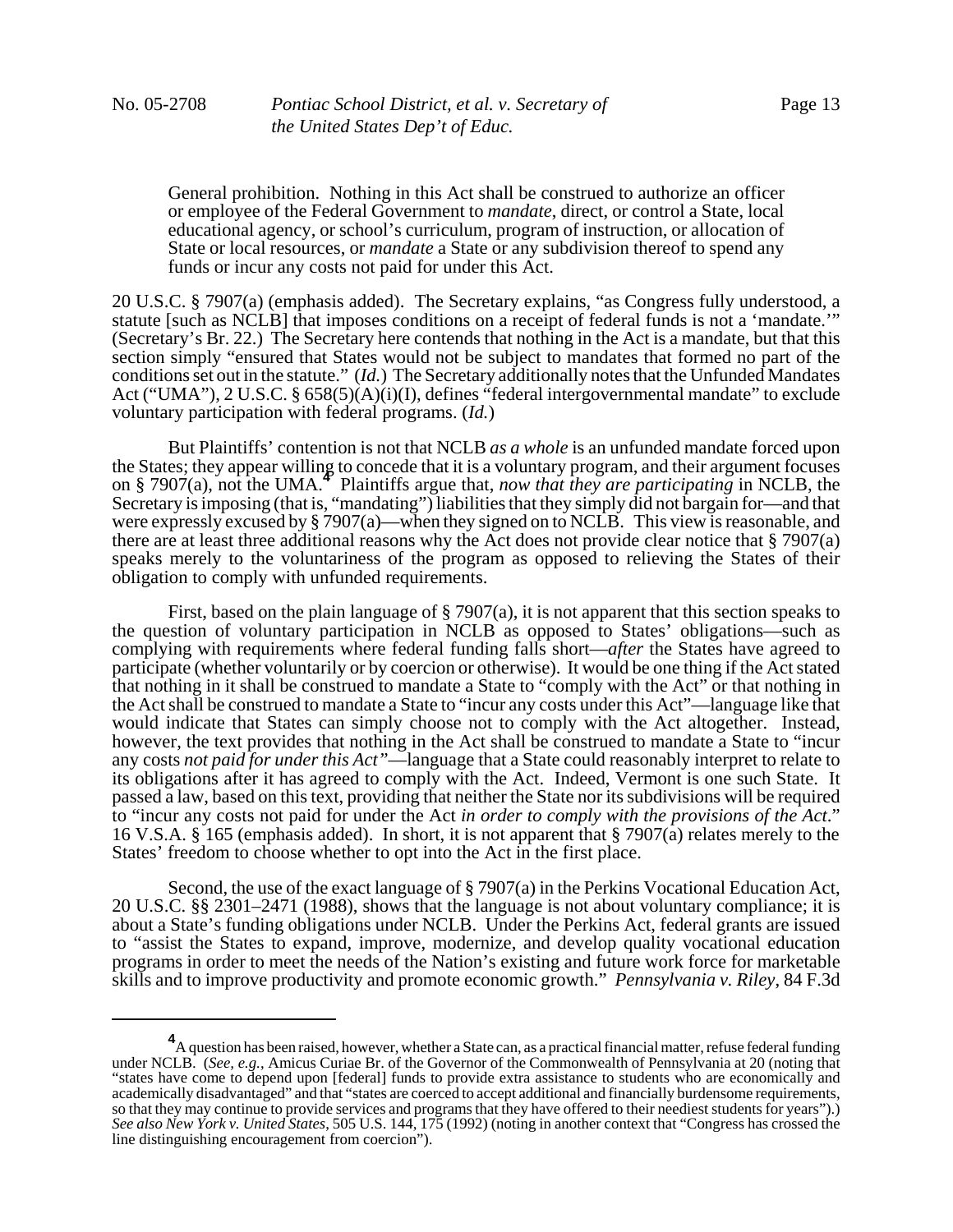> General prohibition. Nothing in this Act shall be construed to authorize an officer or employee of the Federal Government to *mandate*, direct, or control a State, local educational agency, or school's curriculum, program of instruction, or allocation of State or local resources, or *mandate* a State or any subdivision thereof to spend any funds or incur any costs not paid for under this Act.

20 U.S.C. § 7907(a) (emphasis added). The Secretary explains, "as Congress fully understood, a statute [such as NCLB] that imposes conditions on a receipt of federal funds is not a 'mandate.'" (Secretary's Br. 22.) The Secretary here contends that nothing in the Act is a mandate, but that this section simply "ensured that States would not be subject to mandates that formed no part of the conditions set out in the statute." (*Id.*) The Secretary additionally notes that the Unfunded Mandates Act ("UMA"), 2 U.S.C. § 658(5)(A)(i)(I), defines "federal intergovernmental mandate" to exclude voluntary participation with federal programs. (*Id.*)

But Plaintiffs' contention is not that NCLB *as a whole* is an unfunded mandate forced upon the States; they appear willing to concede that it is a voluntary program, and their argument focuses on § 7907(a), not the UMA.[4] Plaintiffs argue that, *now that they are participating* in NCLB, the Secretary is imposing (that is, "mandating") liabilities that they simply did not bargain for—and that were expressly excused by § 7907(a)—when they signed on to NCLB. This view is reasonable, and there are at least three additional reasons why the Act does not provide clear notice that § 7907(a) speaks merely to the voluntariness of the program as opposed to relieving the States of their obligation to comply with unfunded requirements.

First, based on the plain language of § 7907(a), it is not apparent that this section speaks to the question of voluntary participation in NCLB as opposed to States' obligations—such as complying with requirements where federal funding falls short—*after* the States have agreed to participate (whether voluntarily or by coercion or otherwise). It would be one thing if the Act stated that nothing in it shall be construed to mandate a State to "comply with the Act" or that nothing in the Act shall be construed to mandate a State to "incur any costs under this Act"—language like that would indicate that States can simply choose not to comply with the Act altogether. Instead, however, the text provides that nothing in the Act shall be construed to mandate a State to "incur any costs *not paid for under this Act*"—language that a State could reasonably interpret to relate to its obligations after it has agreed to comply with the Act. Indeed, Vermont is one such State. It passed a law, based on this text, providing that neither the State nor its subdivisions will be required to "incur any costs not paid for under the Act *in order to comply with the provisions of the Act*." 16 V.S.A. § 165 (emphasis added). In short, it is not apparent that § 7907(a) relates merely to the States' freedom to choose whether to opt into the Act in the first place.

Second, the use of the exact language of § 7907(a) in the Perkins Vocational Education Act, 20 U.S.C. §§ 2301–2471 (1988), shows that the language is not about voluntary compliance; it is about a State's funding obligations under NCLB. Under the Perkins Act, federal grants are issued to "assist the States to expand, improve, modernize, and develop quality vocational education programs in order to meet the needs of the Nation's existing and future work force for marketable skills and to improve productivity and promote economic growth." *Pennsylvania v. Riley*, 84 F.3d

---

[4] A question has been raised, however, whether a State can, as a practical financial matter, refuse federal funding under NCLB. (*See, e.g.*, Amicus Curiae Br. of the Governor of the Commonwealth of Pennsylvania at 20 (noting that "states have come to depend upon [federal] funds to provide extra assistance to students who are economically and academically disadvantaged" and that "states are coerced to accept additional and financially burdensome requirements, so that they may continue to provide services and programs that they have offered to their neediest students for years").) *See also New York v. United States*, 505 U.S. 144, 175 (1992) (noting in another context that "Congress has crossed the line distinguishing encouragement from coercion").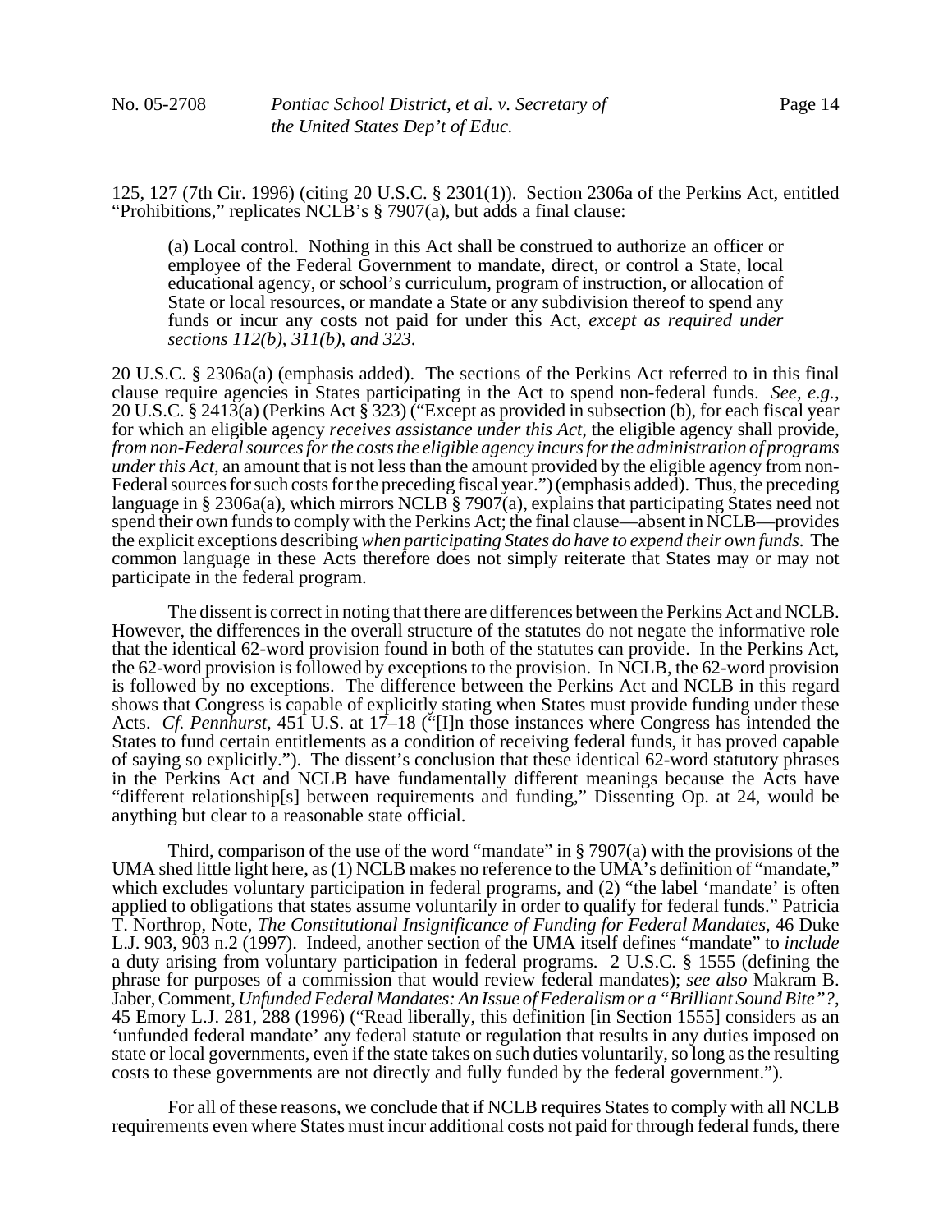125, 127 (7th Cir. 1996) (citing 20 U.S.C. § 2301(1)). Section 2306a of the Perkins Act, entitled "Prohibitions," replicates NCLB's § 7907(a), but adds a final clause:

> (a) Local control. Nothing in this Act shall be construed to authorize an officer or employee of the Federal Government to mandate, direct, or control a State, local educational agency, or school's curriculum, program of instruction, or allocation of State or local resources, or mandate a State or any subdivision thereof to spend any funds or incur any costs not paid for under this Act, *except as required under sections 112(b), 311(b), and 323*.

20 U.S.C. § 2306a(a) (emphasis added). The sections of the Perkins Act referred to in this final clause require agencies in States participating in the Act to spend non-federal funds. *See, e.g.*, 20 U.S.C. § 2413(a) (Perkins Act § 323) ("Except as provided in subsection (b), for each fiscal year for which an eligible agency *receives assistance under this Act*, the eligible agency shall provide, *from non-Federal sources for the costs the eligible agency incurs for the administration of programs under this Act*, an amount that is not less than the amount provided by the eligible agency from non-Federal sources for such costs for the preceding fiscal year.") (emphasis added). Thus, the preceding language in § 2306a(a), which mirrors NCLB § 7907(a), explains that participating States need not spend their own funds to comply with the Perkins Act; the final clause—absent in NCLB—provides the explicit exceptions describing *when participating States do have to expend their own funds*. The common language in these Acts therefore does not simply reiterate that States may or may not participate in the federal program.

The dissent is correct in noting that there are differences between the Perkins Act and NCLB. However, the differences in the overall structure of the statutes do not negate the informative role that the identical 62-word provision found in both of the statutes can provide. In the Perkins Act, the 62-word provision is followed by exceptions to the provision. In NCLB, the 62-word provision is followed by no exceptions. The difference between the Perkins Act and NCLB in this regard shows that Congress is capable of explicitly stating when States must provide funding under these Acts. *Cf. Pennhurst*, 451 U.S. at 17–18 ("[I]n those instances where Congress has intended the States to fund certain entitlements as a condition of receiving federal funds, it has proved capable of saying so explicitly."). The dissent's conclusion that these identical 62-word statutory phrases in the Perkins Act and NCLB have fundamentally different meanings because the Acts have "different relationship[s] between requirements and funding," Dissenting Op. at 24, would be anything but clear to a reasonable state official.

Third, comparison of the use of the word "mandate" in § 7907(a) with the provisions of the UMA shed little light here, as (1) NCLB makes no reference to the UMA's definition of "mandate," which excludes voluntary participation in federal programs, and (2) "the label 'mandate' is often applied to obligations that states assume voluntarily in order to qualify for federal funds." Patricia T. Northrop, Note, *The Constitutional Insignificance of Funding for Federal Mandates*, 46 Duke L.J. 903, 903 n.2 (1997). Indeed, another section of the UMA itself defines "mandate" to *include* a duty arising from voluntary participation in federal programs. 2 U.S.C. § 1555 (defining the phrase for purposes of a commission that would review federal mandates); *see also* Makram B. Jaber, Comment, *Unfunded Federal Mandates: An Issue of Federalism or a "Brilliant Sound Bite"?*, 45 Emory L.J. 281, 288 (1996) ("Read liberally, this definition [in Section 1555] considers as an 'unfunded federal mandate' any federal statute or regulation that results in any duties imposed on state or local governments, even if the state takes on such duties voluntarily, so long as the resulting costs to these governments are not directly and fully funded by the federal government.").

For all of these reasons, we conclude that if NCLB requires States to comply with all NCLB requirements even where States must incur additional costs not paid for through federal funds, there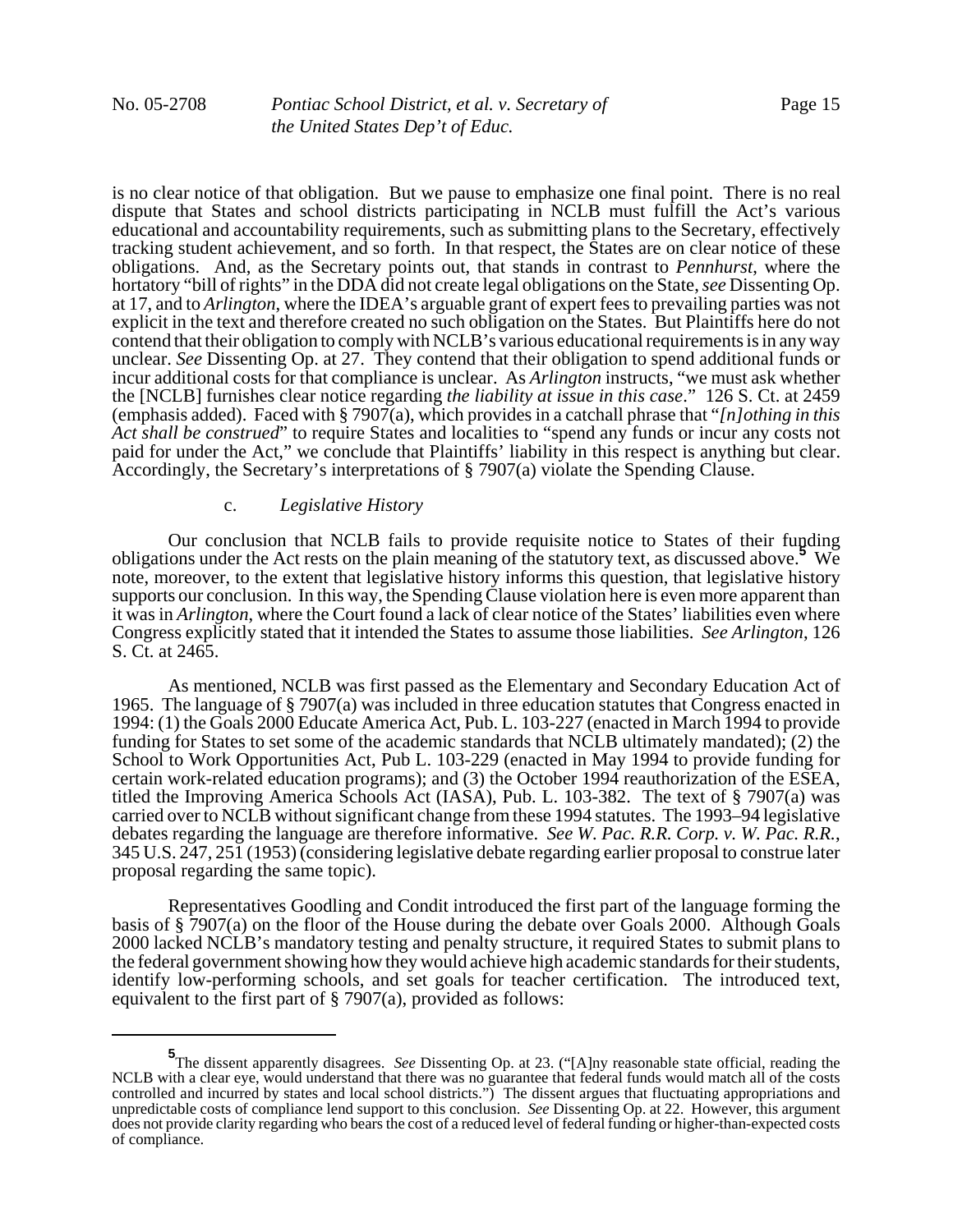is no clear notice of that obligation. But we pause to emphasize one final point. There is no real dispute that States and school districts participating in NCLB must fulfill the Act's various educational and accountability requirements, such as submitting plans to the Secretary, effectively tracking student achievement, and so forth. In that respect, the States are on clear notice of these obligations. And, as the Secretary points out, that stands in contrast to *Pennhurst*, where the hortatory "bill of rights" in the DDA did not create legal obligations on the State, *see* Dissenting Op. at 17, and to *Arlington*, where the IDEA's arguable grant of expert fees to prevailing parties was not explicit in the text and therefore created no such obligation on the States. But Plaintiffs here do not contend that their obligation to comply with NCLB's various educational requirements is in any way unclear. *See* Dissenting Op. at 27. They contend that their obligation to spend additional funds or incur additional costs for that compliance is unclear. As *Arlington* instructs, "we must ask whether the [NCLB] furnishes clear notice regarding *the liability at issue in this case*." 126 S. Ct. at 2459 (emphasis added). Faced with § 7907(a), which provides in a catchall phrase that "*[n]othing in this Act shall be construed*" to require States and localities to "spend any funds or incur any costs not paid for under the Act," we conclude that Plaintiffs' liability in this respect is anything but clear. Accordingly, the Secretary's interpretations of § 7907(a) violate the Spending Clause.

c. *Legislative History*

Our conclusion that NCLB fails to provide requisite notice to States of their funding obligations under the Act rests on the plain meaning of the statutory text, as discussed above.[5] We note, moreover, to the extent that legislative history informs this question, that legislative history supports our conclusion. In this way, the Spending Clause violation here is even more apparent than it was in *Arlington*, where the Court found a lack of clear notice of the States' liabilities even where Congress explicitly stated that it intended the States to assume those liabilities. *See Arlington*, 126 S. Ct. at 2465.

As mentioned, NCLB was first passed as the Elementary and Secondary Education Act of 1965. The language of § 7907(a) was included in three education statutes that Congress enacted in 1994: (1) the Goals 2000 Educate America Act, Pub. L. 103-227 (enacted in March 1994 to provide funding for States to set some of the academic standards that NCLB ultimately mandated); (2) the School to Work Opportunities Act, Pub L. 103-229 (enacted in May 1994 to provide funding for certain work-related education programs); and (3) the October 1994 reauthorization of the ESEA, titled the Improving America Schools Act (IASA), Pub. L. 103-382. The text of § 7907(a) was carried over to NCLB without significant change from these 1994 statutes. The 1993–94 legislative debates regarding the language are therefore informative. *See W. Pac. R.R. Corp. v. W. Pac. R.R.*, 345 U.S. 247, 251 (1953) (considering legislative debate regarding earlier proposal to construe later proposal regarding the same topic).

Representatives Goodling and Condit introduced the first part of the language forming the basis of § 7907(a) on the floor of the House during the debate over Goals 2000. Although Goals 2000 lacked NCLB's mandatory testing and penalty structure, it required States to submit plans to the federal government showing how they would achieve high academic standards for their students, identify low-performing schools, and set goals for teacher certification. The introduced text, equivalent to the first part of § 7907(a), provided as follows:

---

[5] The dissent apparently disagrees. *See* Dissenting Op. at 23. ("[A]ny reasonable state official, reading the NCLB with a clear eye, would understand that there was no guarantee that federal funds would match all of the costs controlled and incurred by states and local school districts.") The dissent argues that fluctuating appropriations and unpredictable costs of compliance lend support to this conclusion. *See* Dissenting Op. at 22. However, this argument does not provide clarity regarding who bears the cost of a reduced level of federal funding or higher-than-expected costs of compliance.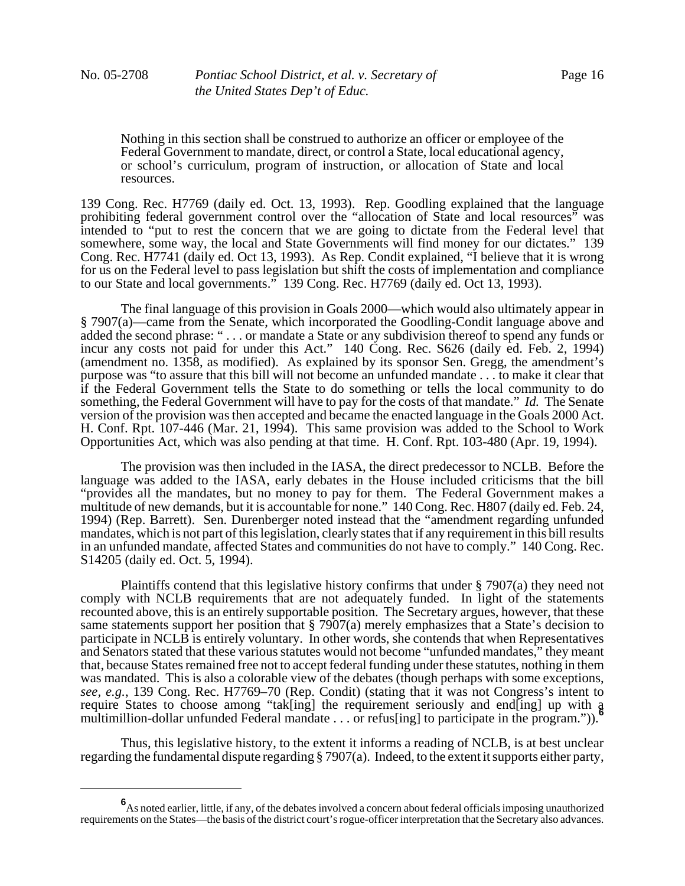> Nothing in this section shall be construed to authorize an officer or employee of the Federal Government to mandate, direct, or control a State, local educational agency, or school's curriculum, program of instruction, or allocation of State and local resources.

139 Cong. Rec. H7769 (daily ed. Oct. 13, 1993). Rep. Goodling explained that the language prohibiting federal government control over the "allocation of State and local resources" was intended to "put to rest the concern that we are going to dictate from the Federal level that somewhere, some way, the local and State Governments will find money for our dictates." 139 Cong. Rec. H7741 (daily ed. Oct 13, 1993). As Rep. Condit explained, "I believe that it is wrong for us on the Federal level to pass legislation but shift the costs of implementation and compliance to our State and local governments." 139 Cong. Rec. H7769 (daily ed. Oct 13, 1993).

The final language of this provision in Goals 2000—which would also ultimately appear in § 7907(a)—came from the Senate, which incorporated the Goodling-Condit language above and added the second phrase: " . . . or mandate a State or any subdivision thereof to spend any funds or incur any costs not paid for under this Act." 140 Cong. Rec. S626 (daily ed. Feb. 2, 1994) (amendment no. 1358, as modified). As explained by its sponsor Sen. Gregg, the amendment's purpose was "to assure that this bill will not become an unfunded mandate . . . to make it clear that if the Federal Government tells the State to do something or tells the local community to do something, the Federal Government will have to pay for the costs of that mandate." *Id.* The Senate version of the provision was then accepted and became the enacted language in the Goals 2000 Act. H. Conf. Rpt. 107-446 (Mar. 21, 1994). This same provision was added to the School to Work Opportunities Act, which was also pending at that time. H. Conf. Rpt. 103-480 (Apr. 19, 1994).

The provision was then included in the IASA, the direct predecessor to NCLB. Before the language was added to the IASA, early debates in the House included criticisms that the bill "provides all the mandates, but no money to pay for them. The Federal Government makes a multitude of new demands, but it is accountable for none." 140 Cong. Rec. H807 (daily ed. Feb. 24, 1994) (Rep. Barrett). Sen. Durenberger noted instead that the "amendment regarding unfunded mandates, which is not part of this legislation, clearly states that if any requirement in this bill results in an unfunded mandate, affected States and communities do not have to comply." 140 Cong. Rec. S14205 (daily ed. Oct. 5, 1994).

Plaintiffs contend that this legislative history confirms that under § 7907(a) they need not comply with NCLB requirements that are not adequately funded. In light of the statements recounted above, this is an entirely supportable position. The Secretary argues, however, that these same statements support her position that § 7907(a) merely emphasizes that a State's decision to participate in NCLB is entirely voluntary. In other words, she contends that when Representatives and Senators stated that these various statutes would not become "unfunded mandates," they meant that, because States remained free not to accept federal funding under these statutes, nothing in them was mandated. This is also a colorable view of the debates (though perhaps with some exceptions, *see, e.g.*, 139 Cong. Rec. H7769–70 (Rep. Condit) (stating that it was not Congress's intent to require States to choose among "tak[ing] the requirement seriously and end[ing] up with a multimillion-dollar unfunded Federal mandate . . . or refus[ing] to participate in the program.")).[6]

Thus, this legislative history, to the extent it informs a reading of NCLB, is at best unclear regarding the fundamental dispute regarding § 7907(a). Indeed, to the extent it supports either party,

---

[6] As noted earlier, little, if any, of the debates involved a concern about federal officials imposing unauthorized requirements on the States—the basis of the district court's rogue-officer interpretation that the Secretary also advances.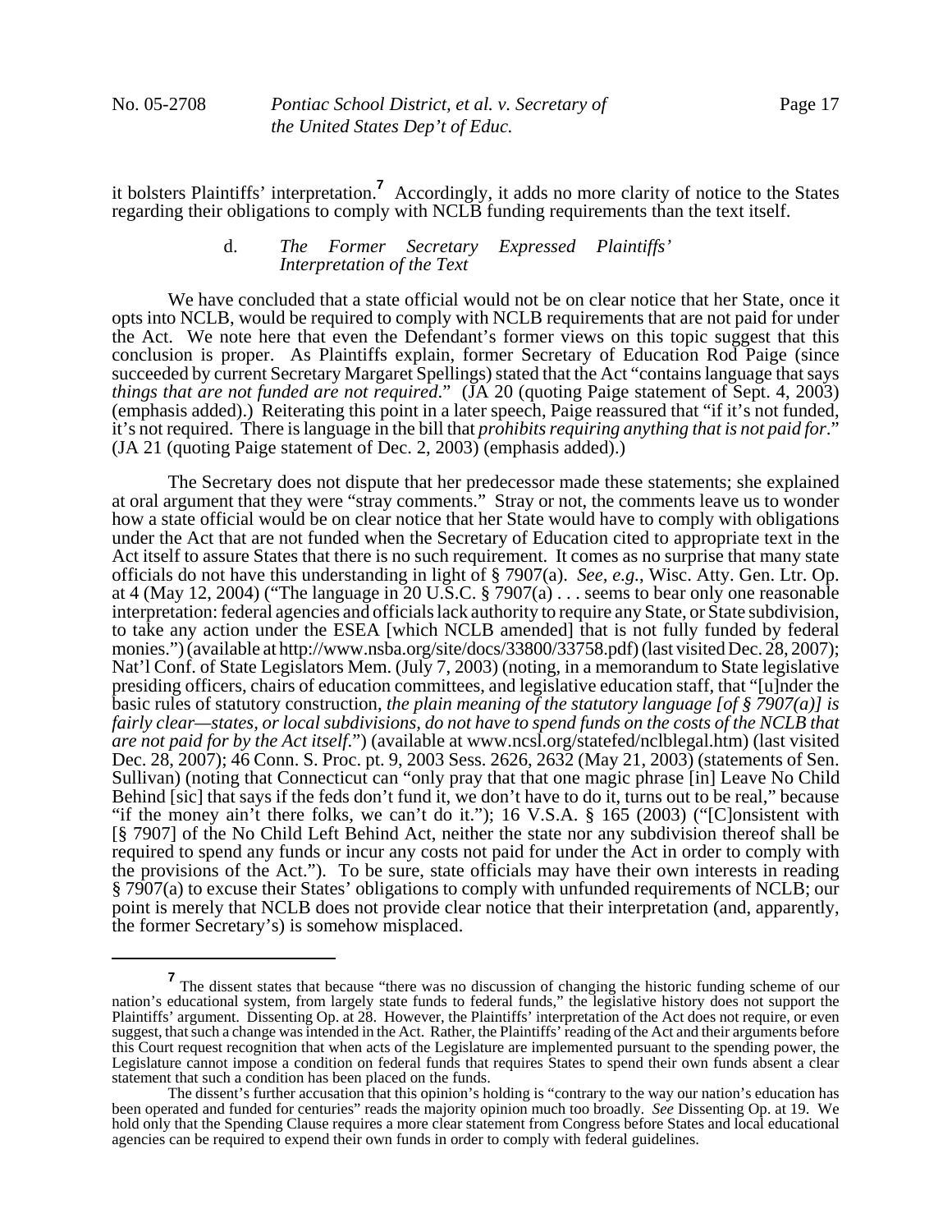it bolsters Plaintiffs' interpretation.[7] Accordingly, it adds no more clarity of notice to the States regarding their obligations to comply with NCLB funding requirements than the text itself.

#### d. *The Former Secretary Expressed Plaintiffs' Interpretation of the Text*

We have concluded that a state official would not be on clear notice that her State, once it opts into NCLB, would be required to comply with NCLB requirements that are not paid for under the Act. We note here that even the Defendant's former views on this topic suggest that this conclusion is proper. As Plaintiffs explain, former Secretary of Education Rod Paige (since succeeded by current Secretary Margaret Spellings) stated that the Act "contains language that says *things that are not funded are not required*." (JA 20 (quoting Paige statement of Sept. 4, 2003) (emphasis added).) Reiterating this point in a later speech, Paige reassured that "if it's not funded, it's not required. There is language in the bill that *prohibits requiring anything that is not paid for*." (JA 21 (quoting Paige statement of Dec. 2, 2003) (emphasis added).)

The Secretary does not dispute that her predecessor made these statements; she explained at oral argument that they were "stray comments." Stray or not, the comments leave us to wonder how a state official would be on clear notice that her State would have to comply with obligations under the Act that are not funded when the Secretary of Education cited to appropriate text in the Act itself to assure States that there is no such requirement. It comes as no surprise that many state officials do not have this understanding in light of § 7907(a). *See, e.g.*, Wisc. Atty. Gen. Ltr. Op. at 4 (May 12, 2004) ("The language in 20 U.S.C. § 7907(a) . . . seems to bear only one reasonable interpretation: federal agencies and officials lack authority to require any State, or State subdivision, to take any action under the ESEA [which NCLB amended] that is not fully funded by federal monies.") (available at http://www.nsba.org/site/docs/33800/33758.pdf) (last visited Dec. 28, 2007); Nat'l Conf. of State Legislators Mem. (July 7, 2003) (noting, in a memorandum to State legislative presiding officers, chairs of education committees, and legislative education staff, that "[u]nder the basic rules of statutory construction, *the plain meaning of the statutory language [of § 7907(a)] is fairly clear—states, or local subdivisions, do not have to spend funds on the costs of the NCLB that are not paid for by the Act itself*.") (available at www.ncsl.org/statefed/nclblegal.htm) (last visited Dec. 28, 2007); 46 Conn. S. Proc. pt. 9, 2003 Sess. 2626, 2632 (May 21, 2003) (statements of Sen. Sullivan) (noting that Connecticut can "only pray that that one magic phrase [in] Leave No Child Behind [sic] that says if the feds don't fund it, we don't have to do it, turns out to be real," because "if the money ain't there folks, we can't do it."); 16 V.S.A. § 165 (2003) ("[C]onsistent with [§ 7907] of the No Child Left Behind Act, neither the state nor any subdivision thereof shall be required to spend any funds or incur any costs not paid for under the Act in order to comply with the provisions of the Act."). To be sure, state officials may have their own interests in reading § 7907(a) to excuse their States' obligations to comply with unfunded requirements of NCLB; our point is merely that NCLB does not provide clear notice that their interpretation (and, apparently, the former Secretary's) is somehow misplaced.

---

[7] The dissent states that because "there was no discussion of changing the historic funding scheme of our nation's educational system, from largely state funds to federal funds," the legislative history does not support the Plaintiffs' argument. Dissenting Op. at 28. However, the Plaintiffs' interpretation of the Act does not require, or even suggest, that such a change was intended in the Act. Rather, the Plaintiffs' reading of the Act and their arguments before this Court request recognition that when acts of the Legislature are implemented pursuant to the spending power, the Legislature cannot impose a condition on federal funds that requires States to spend their own funds absent a clear statement that such a condition has been placed on the funds.

The dissent's further accusation that this opinion's holding is "contrary to the way our nation's education has been operated and funded for centuries" reads the majority opinion much too broadly. *See* Dissenting Op. at 19. We hold only that the Spending Clause requires a more clear statement from Congress before States and local educational agencies can be required to expend their own funds in order to comply with federal guidelines.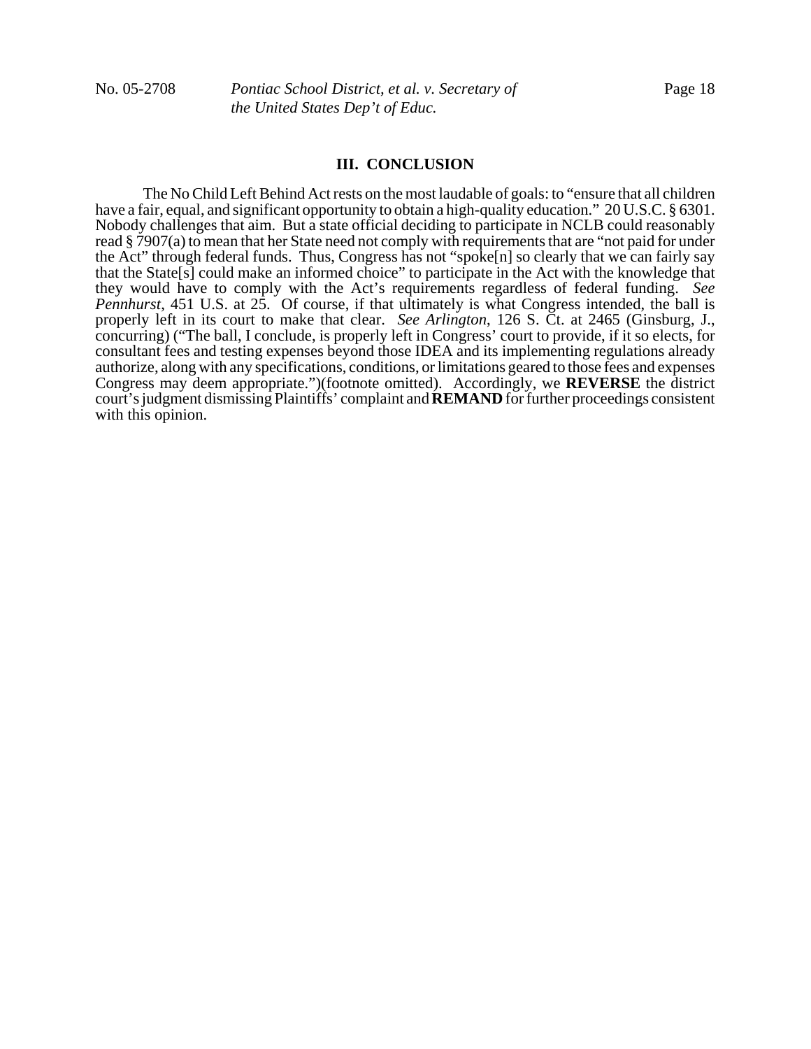### III. CONCLUSION

The No Child Left Behind Act rests on the most laudable of goals: to "ensure that all children have a fair, equal, and significant opportunity to obtain a high-quality education." 20 U.S.C. § 6301. Nobody challenges that aim. But a state official deciding to participate in NCLB could reasonably read § 7907(a) to mean that her State need not comply with requirements that are "not paid for under the Act" through federal funds. Thus, Congress has not "spoke[n] so clearly that we can fairly say that the State[s] could make an informed choice" to participate in the Act with the knowledge that they would have to comply with the Act's requirements regardless of federal funding. *See Pennhurst*, 451 U.S. at 25. Of course, if that ultimately is what Congress intended, the ball is properly left in its court to make that clear. *See Arlington*, 126 S. Ct. at 2465 (Ginsburg, J., concurring) ("The ball, I conclude, is properly left in Congress' court to provide, if it so elects, for consultant fees and testing expenses beyond those IDEA and its implementing regulations already authorize, along with any specifications, conditions, or limitations geared to those fees and expenses Congress may deem appropriate.")(footnote omitted). Accordingly, we **REVERSE** the district court's judgment dismissing Plaintiffs' complaint and **REMAND** for further proceedings consistent with this opinion.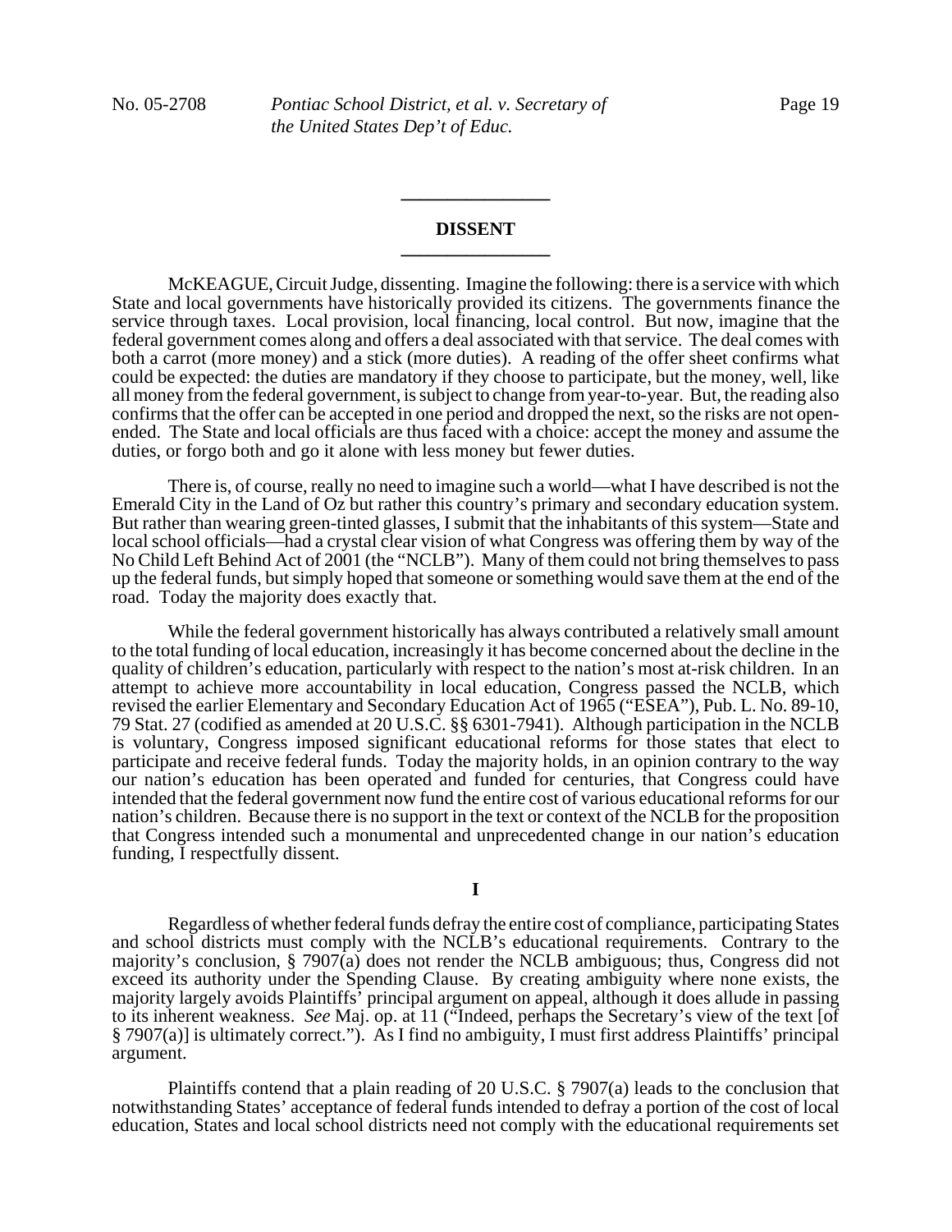## DISSENT

McKEAGUE, Circuit Judge, dissenting. Imagine the following: there is a service with which State and local governments have historically provided its citizens. The governments finance the service through taxes. Local provision, local financing, local control. But now, imagine that the federal government comes along and offers a deal associated with that service. The deal comes with both a carrot (more money) and a stick (more duties). A reading of the offer sheet confirms what could be expected: the duties are mandatory if they choose to participate, but the money, well, like all money from the federal government, is subject to change from year-to-year. But, the reading also confirms that the offer can be accepted in one period and dropped the next, so the risks are not open-ended. The State and local officials are thus faced with a choice: accept the money and assume the duties, or forgo both and go it alone with less money but fewer duties.

There is, of course, really no need to imagine such a world—what I have described is not the Emerald City in the Land of Oz but rather this country's primary and secondary education system. But rather than wearing green-tinted glasses, I submit that the inhabitants of this system—State and local school officials—had a crystal clear vision of what Congress was offering them by way of the No Child Left Behind Act of 2001 (the "NCLB"). Many of them could not bring themselves to pass up the federal funds, but simply hoped that someone or something would save them at the end of the road. Today the majority does exactly that.

While the federal government historically has always contributed a relatively small amount to the total funding of local education, increasingly it has become concerned about the decline in the quality of children's education, particularly with respect to the nation's most at-risk children. In an attempt to achieve more accountability in local education, Congress passed the NCLB, which revised the earlier Elementary and Secondary Education Act of 1965 ("ESEA"), Pub. L. No. 89-10, 79 Stat. 27 (codified as amended at 20 U.S.C. §§ 6301-7941). Although participation in the NCLB is voluntary, Congress imposed significant educational reforms for those states that elect to participate and receive federal funds. Today the majority holds, in an opinion contrary to the way our nation's education has been operated and funded for centuries, that Congress could have intended that the federal government now fund the entire cost of various educational reforms for our nation's children. Because there is no support in the text or context of the NCLB for the proposition that Congress intended such a monumental and unprecedented change in our nation's education funding, I respectfully dissent.

### I

Regardless of whether federal funds defray the entire cost of compliance, participating States and school districts must comply with the NCLB's educational requirements. Contrary to the majority's conclusion, § 7907(a) does not render the NCLB ambiguous; thus, Congress did not exceed its authority under the Spending Clause. By creating ambiguity where none exists, the majority largely avoids Plaintiffs' principal argument on appeal, although it does allude in passing to its inherent weakness. *See* Maj. op. at 11 ("Indeed, perhaps the Secretary's view of the text [of § 7907(a)] is ultimately correct."). As I find no ambiguity, I must first address Plaintiffs' principal argument.

Plaintiffs contend that a plain reading of 20 U.S.C. § 7907(a) leads to the conclusion that notwithstanding States' acceptance of federal funds intended to defray a portion of the cost of local education, States and local school districts need not comply with the educational requirements set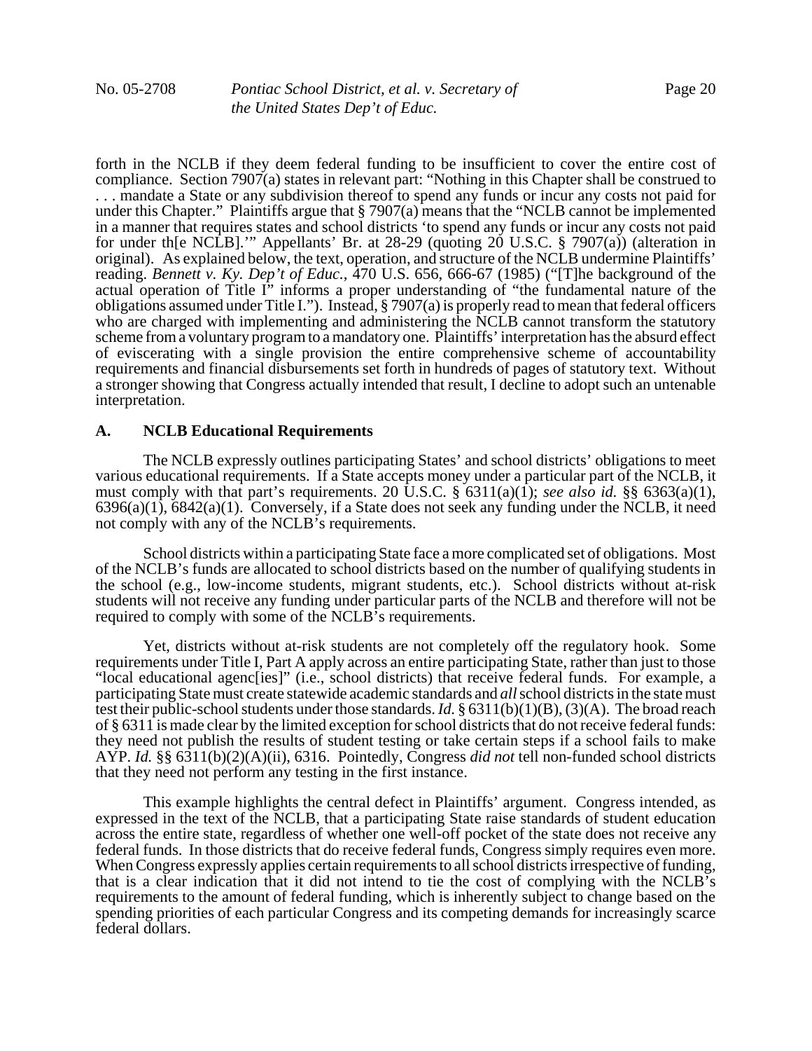forth in the NCLB if they deem federal funding to be insufficient to cover the entire cost of compliance. Section 7907(a) states in relevant part: "Nothing in this Chapter shall be construed to . . . mandate a State or any subdivision thereof to spend any funds or incur any costs not paid for under this Chapter." Plaintiffs argue that § 7907(a) means that the "NCLB cannot be implemented in a manner that requires states and school districts 'to spend any funds or incur any costs not paid for under th[e NCLB].'" Appellants' Br. at 28-29 (quoting 20 U.S.C. § 7907(a)) (alteration in original). As explained below, the text, operation, and structure of the NCLB undermine Plaintiffs' reading. *Bennett v. Ky. Dep't of Educ.*, 470 U.S. 656, 666-67 (1985) ("[T]he background of the actual operation of Title I" informs a proper understanding of "the fundamental nature of the obligations assumed under Title I."). Instead, § 7907(a) is properly read to mean that federal officers who are charged with implementing and administering the NCLB cannot transform the statutory scheme from a voluntary program to a mandatory one. Plaintiffs' interpretation has the absurd effect of eviscerating with a single provision the entire comprehensive scheme of accountability requirements and financial disbursements set forth in hundreds of pages of statutory text. Without a stronger showing that Congress actually intended that result, I decline to adopt such an untenable interpretation.

### A. NCLB Educational Requirements

The NCLB expressly outlines participating States' and school districts' obligations to meet various educational requirements. If a State accepts money under a particular part of the NCLB, it must comply with that part's requirements. 20 U.S.C. § 6311(a)(1); *see also id.* §§ 6363(a)(1), 6396(a)(1), 6842(a)(1). Conversely, if a State does not seek any funding under the NCLB, it need not comply with any of the NCLB's requirements.

School districts within a participating State face a more complicated set of obligations. Most of the NCLB's funds are allocated to school districts based on the number of qualifying students in the school (e.g., low-income students, migrant students, etc.). School districts without at-risk students will not receive any funding under particular parts of the NCLB and therefore will not be required to comply with some of the NCLB's requirements.

Yet, districts without at-risk students are not completely off the regulatory hook. Some requirements under Title I, Part A apply across an entire participating State, rather than just to those "local educational agenc[ies]" (i.e., school districts) that receive federal funds. For example, a participating State must create statewide academic standards and *all* school districts in the state must test their public-school students under those standards. *Id.* § 6311(b)(1)(B), (3)(A). The broad reach of § 6311 is made clear by the limited exception for school districts that do not receive federal funds: they need not publish the results of student testing or take certain steps if a school fails to make AYP. *Id.* §§ 6311(b)(2)(A)(ii), 6316. Pointedly, Congress *did not* tell non-funded school districts that they need not perform any testing in the first instance.

This example highlights the central defect in Plaintiffs' argument. Congress intended, as expressed in the text of the NCLB, that a participating State raise standards of student education across the entire state, regardless of whether one well-off pocket of the state does not receive any federal funds. In those districts that do receive federal funds, Congress simply requires even more. When Congress expressly applies certain requirements to all school districts irrespective of funding, that is a clear indication that it did not intend to tie the cost of complying with the NCLB's requirements to the amount of federal funding, which is inherently subject to change based on the spending priorities of each particular Congress and its competing demands for increasingly scarce federal dollars.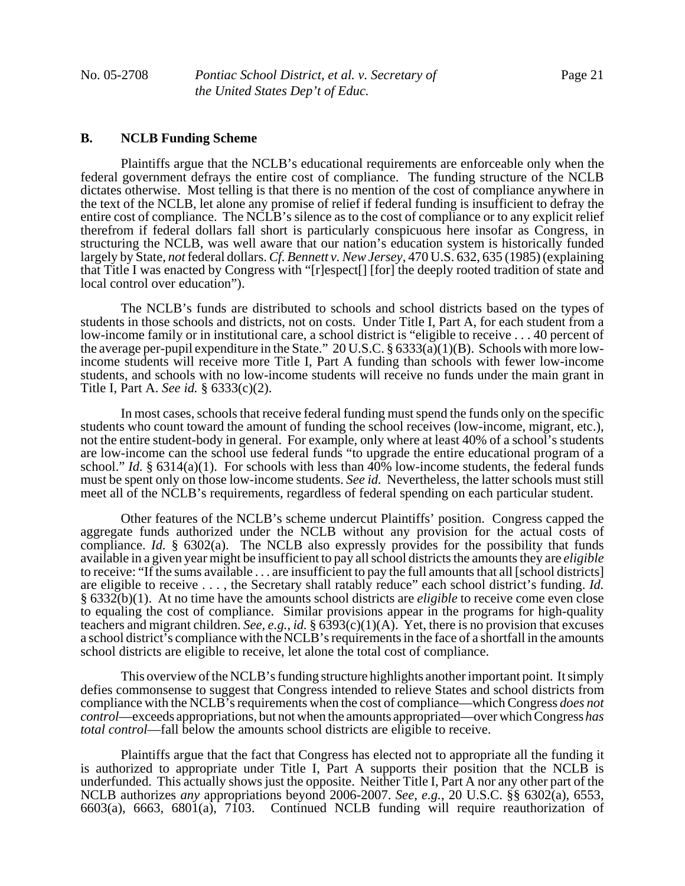### B. NCLB Funding Scheme

Plaintiffs argue that the NCLB's educational requirements are enforceable only when the federal government defrays the entire cost of compliance. The funding structure of the NCLB dictates otherwise. Most telling is that there is no mention of the cost of compliance anywhere in the text of the NCLB, let alone any promise of relief if federal funding is insufficient to defray the entire cost of compliance. The NCLB's silence as to the cost of compliance or to any explicit relief therefrom if federal dollars fall short is particularly conspicuous here insofar as Congress, in structuring the NCLB, was well aware that our nation's education system is historically funded largely by State, *not* federal dollars. *Cf. Bennett v. New Jersey*, 470 U.S. 632, 635 (1985) (explaining that Title I was enacted by Congress with "[r]espect[] [for] the deeply rooted tradition of state and local control over education").

The NCLB's funds are distributed to schools and school districts based on the types of students in those schools and districts, not on costs. Under Title I, Part A, for each student from a low-income family or in institutional care, a school district is "eligible to receive . . . 40 percent of the average per-pupil expenditure in the State." 20 U.S.C. § 6333(a)(1)(B). Schools with more low-income students will receive more Title I, Part A funding than schools with fewer low-income students, and schools with no low-income students will receive no funds under the main grant in Title I, Part A. *See id.* § 6333(c)(2).

In most cases, schools that receive federal funding must spend the funds only on the specific students who count toward the amount of funding the school receives (low-income, migrant, etc.), not the entire student-body in general. For example, only where at least 40% of a school's students are low-income can the school use federal funds "to upgrade the entire educational program of a school." *Id.* § 6314(a)(1). For schools with less than 40% low-income students, the federal funds must be spent only on those low-income students. *See id.* Nevertheless, the latter schools must still meet all of the NCLB's requirements, regardless of federal spending on each particular student.

Other features of the NCLB's scheme undercut Plaintiffs' position. Congress capped the aggregate funds authorized under the NCLB without any provision for the actual costs of compliance. *Id.* § 6302(a). The NCLB also expressly provides for the possibility that funds available in a given year might be insufficient to pay all school districts the amounts they are *eligible* to receive: "If the sums available . . . are insufficient to pay the full amounts that all [school districts] are eligible to receive . . . , the Secretary shall ratably reduce" each school district's funding. *Id.* § 6332(b)(1). At no time have the amounts school districts are *eligible* to receive come even close to equaling the cost of compliance. Similar provisions appear in the programs for high-quality teachers and migrant children. *See, e.g.*, *id.* § 6393(c)(1)(A). Yet, there is no provision that excuses a school district's compliance with the NCLB's requirements in the face of a shortfall in the amounts school districts are eligible to receive, let alone the total cost of compliance.

This overview of the NCLB's funding structure highlights another important point. It simply defies commonsense to suggest that Congress intended to relieve States and school districts from compliance with the NCLB's requirements when the cost of compliance—which Congress *does not control*—exceeds appropriations, but not when the amounts appropriated—over which Congress *has total control*—fall below the amounts school districts are eligible to receive.

Plaintiffs argue that the fact that Congress has elected not to appropriate all the funding it is authorized to appropriate under Title I, Part A supports their position that the NCLB is underfunded. This actually shows just the opposite. Neither Title I, Part A nor any other part of the NCLB authorizes *any* appropriations beyond 2006-2007. *See, e.g.*, 20 U.S.C. §§ 6302(a), 6553, 6603(a), 6663, 6801(a), 7103. Continued NCLB funding will require reauthorization of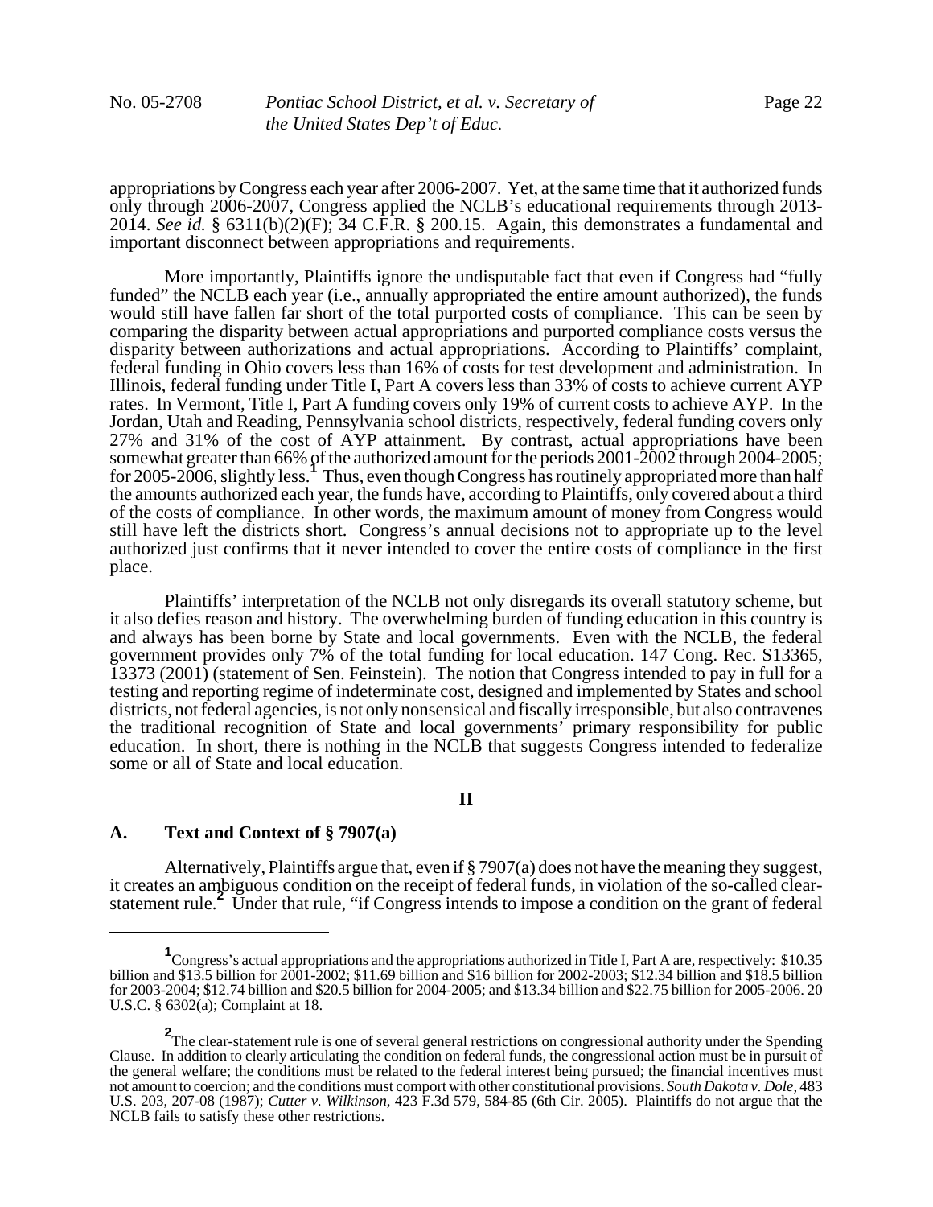appropriations by Congress each year after 2006-2007. Yet, at the same time that it authorized funds only through 2006-2007, Congress applied the NCLB's educational requirements through 2013-2014. *See id.* § 6311(b)(2)(F); 34 C.F.R. § 200.15. Again, this demonstrates a fundamental and important disconnect between appropriations and requirements.

More importantly, Plaintiffs ignore the undisputable fact that even if Congress had "fully funded" the NCLB each year (i.e., annually appropriated the entire amount authorized), the funds would still have fallen far short of the total purported costs of compliance. This can be seen by comparing the disparity between actual appropriations and purported compliance costs versus the disparity between authorizations and actual appropriations. According to Plaintiffs' complaint, federal funding in Ohio covers less than 16% of costs for test development and administration. In Illinois, federal funding under Title I, Part A covers less than 33% of costs to achieve current AYP rates. In Vermont, Title I, Part A funding covers only 19% of current costs to achieve AYP. In the Jordan, Utah and Reading, Pennsylvania school districts, respectively, federal funding covers only 27% and 31% of the cost of AYP attainment. By contrast, actual appropriations have been somewhat greater than 66% of the authorized amount for the periods 2001-2002 through 2004-2005; for 2005-2006, slightly less.[1] Thus, even though Congress has routinely appropriated more than half the amounts authorized each year, the funds have, according to Plaintiffs, only covered about a third of the costs of compliance. In other words, the maximum amount of money from Congress would still have left the districts short. Congress's annual decisions not to appropriate up to the level authorized just confirms that it never intended to cover the entire costs of compliance in the first place.

Plaintiffs' interpretation of the NCLB not only disregards its overall statutory scheme, but it also defies reason and history. The overwhelming burden of funding education in this country is and always has been borne by State and local governments. Even with the NCLB, the federal government provides only 7% of the total funding for local education. 147 Cong. Rec. S13365, 13373 (2001) (statement of Sen. Feinstein). The notion that Congress intended to pay in full for a testing and reporting regime of indeterminate cost, designed and implemented by States and school districts, not federal agencies, is not only nonsensical and fiscally irresponsible, but also contravenes the traditional recognition of State and local governments' primary responsibility for public education. In short, there is nothing in the NCLB that suggests Congress intended to federalize some or all of State and local education.

## II

### A. Text and Context of § 7907(a)

Alternatively, Plaintiffs argue that, even if § 7907(a) does not have the meaning they suggest, it creates an ambiguous condition on the receipt of federal funds, in violation of the so-called clear-statement rule.[2] Under that rule, "if Congress intends to impose a condition on the grant of federal

---

[1] Congress's actual appropriations and the appropriations authorized in Title I, Part A are, respectively: $10.35 billion and $13.5 billion for 2001-2002; $11.69 billion and $16 billion for 2002-2003; $12.34 billion and $18.5 billion for 2003-2004; $12.74 billion and $20.5 billion for 2004-2005; and $13.34 billion and $22.75 billion for 2005-2006. 20 U.S.C. § 6302(a); Complaint at 18.

[2] The clear-statement rule is one of several general restrictions on congressional authority under the Spending Clause. In addition to clearly articulating the condition on federal funds, the congressional action must be in pursuit of the general welfare; the conditions must be related to the federal interest being pursued; the financial incentives must not amount to coercion; and the conditions must comport with other constitutional provisions. *South Dakota v. Dole*, 483 U.S. 203, 207-08 (1987); *Cutter v. Wilkinson*, 423 F.3d 579, 584-85 (6th Cir. 2005). Plaintiffs do not argue that the NCLB fails to satisfy these other restrictions.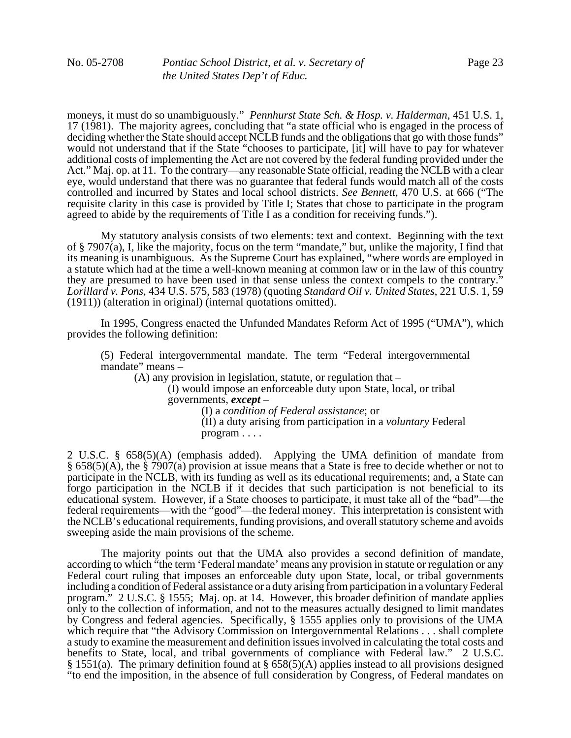moneys, it must do so unambiguously." *Pennhurst State Sch. & Hosp. v. Halderman*, 451 U.S. 1, 17 (1981). The majority agrees, concluding that "a state official who is engaged in the process of deciding whether the State should accept NCLB funds and the obligations that go with those funds" would not understand that if the State "chooses to participate, [it] will have to pay for whatever additional costs of implementing the Act are not covered by the federal funding provided under the Act." Maj. op. at 11. To the contrary—any reasonable State official, reading the NCLB with a clear eye, would understand that there was no guarantee that federal funds would match all of the costs controlled and incurred by States and local school districts. *See Bennett*, 470 U.S. at 666 ("The requisite clarity in this case is provided by Title I; States that chose to participate in the program agreed to abide by the requirements of Title I as a condition for receiving funds.").

My statutory analysis consists of two elements: text and context. Beginning with the text of § 7907(a), I, like the majority, focus on the term "mandate," but, unlike the majority, I find that its meaning is unambiguous. As the Supreme Court has explained, "where words are employed in a statute which had at the time a well-known meaning at common law or in the law of this country they are presumed to have been used in that sense unless the context compels to the contrary." *Lorillard v. Pons*, 434 U.S. 575, 583 (1978) (quoting *Standard Oil v. United States*, 221 U.S. 1, 59 (1911)) (alteration in original) (internal quotations omitted).

In 1995, Congress enacted the Unfunded Mandates Reform Act of 1995 ("UMA"), which provides the following definition:

> (5) Federal intergovernmental mandate. The term "Federal intergovernmental mandate" means –
>
> (A) any provision in legislation, statute, or regulation that –
>
> (I) would impose an enforceable duty upon State, local, or tribal governments, ***except*** –
>
> (I) a *condition of Federal assistance*; or
>
> (II) a duty arising from participation in a *voluntary* Federal program . . . .

2 U.S.C. § 658(5)(A) (emphasis added). Applying the UMA definition of mandate from § 658(5)(A), the § 7907(a) provision at issue means that a State is free to decide whether or not to participate in the NCLB, with its funding as well as its educational requirements; and, a State can forgo participation in the NCLB if it decides that such participation is not beneficial to its educational system. However, if a State chooses to participate, it must take all of the "bad"—the federal requirements—with the "good"—the federal money. This interpretation is consistent with the NCLB's educational requirements, funding provisions, and overall statutory scheme and avoids sweeping aside the main provisions of the scheme.

The majority points out that the UMA also provides a second definition of mandate, according to which "the term 'Federal mandate' means any provision in statute or regulation or any Federal court ruling that imposes an enforceable duty upon State, local, or tribal governments including a condition of Federal assistance or a duty arising from participation in a voluntary Federal program." 2 U.S.C. § 1555; Maj. op. at 14. However, this broader definition of mandate applies only to the collection of information, and not to the measures actually designed to limit mandates by Congress and federal agencies. Specifically, § 1555 applies only to provisions of the UMA which require that "the Advisory Commission on Intergovernmental Relations . . . shall complete a study to examine the measurement and definition issues involved in calculating the total costs and benefits to State, local, and tribal governments of compliance with Federal law." 2 U.S.C. § 1551(a). The primary definition found at § 658(5)(A) applies instead to all provisions designed "to end the imposition, in the absence of full consideration by Congress, of Federal mandates on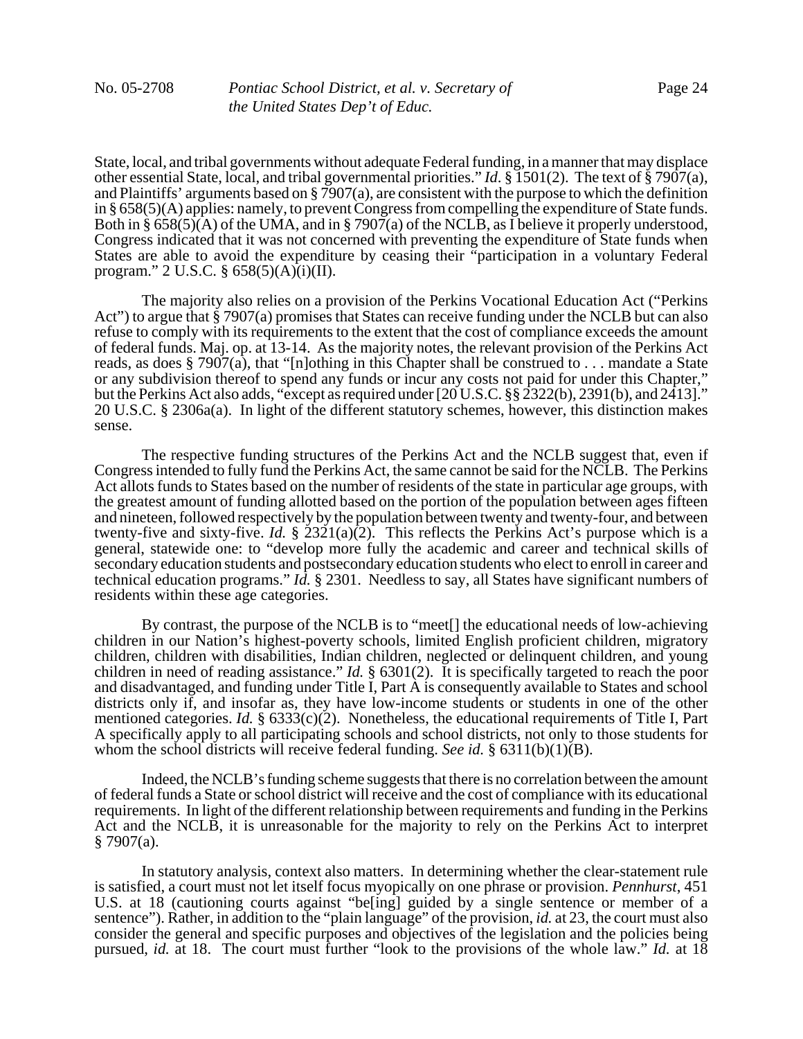State, local, and tribal governments without adequate Federal funding, in a manner that may displace other essential State, local, and tribal governmental priorities." *Id*. § 1501(2). The text of § 7907(a), and Plaintiffs' arguments based on § 7907(a), are consistent with the purpose to which the definition in § 658(5)(A) applies: namely, to prevent Congress from compelling the expenditure of State funds. Both in § 658(5)(A) of the UMA, and in § 7907(a) of the NCLB, as I believe it properly understood, Congress indicated that it was not concerned with preventing the expenditure of State funds when States are able to avoid the expenditure by ceasing their "participation in a voluntary Federal program." 2 U.S.C. § 658(5)(A)(i)(II).

The majority also relies on a provision of the Perkins Vocational Education Act ("Perkins Act") to argue that § 7907(a) promises that States can receive funding under the NCLB but can also refuse to comply with its requirements to the extent that the cost of compliance exceeds the amount of federal funds. Maj. op. at 13-14. As the majority notes, the relevant provision of the Perkins Act reads, as does § 7907(a), that "[n]othing in this Chapter shall be construed to . . . mandate a State or any subdivision thereof to spend any funds or incur any costs not paid for under this Chapter," but the Perkins Act also adds, "except as required under [20 U.S.C. §§ 2322(b), 2391(b), and 2413]." 20 U.S.C. § 2306a(a). In light of the different statutory schemes, however, this distinction makes sense.

The respective funding structures of the Perkins Act and the NCLB suggest that, even if Congress intended to fully fund the Perkins Act, the same cannot be said for the NCLB. The Perkins Act allots funds to States based on the number of residents of the state in particular age groups, with the greatest amount of funding allotted based on the portion of the population between ages fifteen and nineteen, followed respectively by the population between twenty and twenty-four, and between twenty-five and sixty-five. *Id.* § 2321(a)(2). This reflects the Perkins Act's purpose which is a general, statewide one: to "develop more fully the academic and career and technical skills of secondary education students and postsecondary education students who elect to enroll in career and technical education programs." *Id.* § 2301. Needless to say, all States have significant numbers of residents within these age categories.

By contrast, the purpose of the NCLB is to "meet[] the educational needs of low-achieving children in our Nation's highest-poverty schools, limited English proficient children, migratory children, children with disabilities, Indian children, neglected or delinquent children, and young children in need of reading assistance." *Id.* § 6301(2). It is specifically targeted to reach the poor and disadvantaged, and funding under Title I, Part A is consequently available to States and school districts only if, and insofar as, they have low-income students or students in one of the other mentioned categories. *Id.* § 6333(c)(2). Nonetheless, the educational requirements of Title I, Part A specifically apply to all participating schools and school districts, not only to those students for whom the school districts will receive federal funding. *See id.* § 6311(b)(1)(B).

Indeed, the NCLB's funding scheme suggests that there is no correlation between the amount of federal funds a State or school district will receive and the cost of compliance with its educational requirements. In light of the different relationship between requirements and funding in the Perkins Act and the NCLB, it is unreasonable for the majority to rely on the Perkins Act to interpret § 7907(a).

In statutory analysis, context also matters. In determining whether the clear-statement rule is satisfied, a court must not let itself focus myopically on one phrase or provision. *Pennhurst*, 451 U.S. at 18 (cautioning courts against "be[ing] guided by a single sentence or member of a sentence"). Rather, in addition to the "plain language" of the provision, *id.* at 23, the court must also consider the general and specific purposes and objectives of the legislation and the policies being pursued, *id.* at 18. The court must further "look to the provisions of the whole law." *Id.* at 18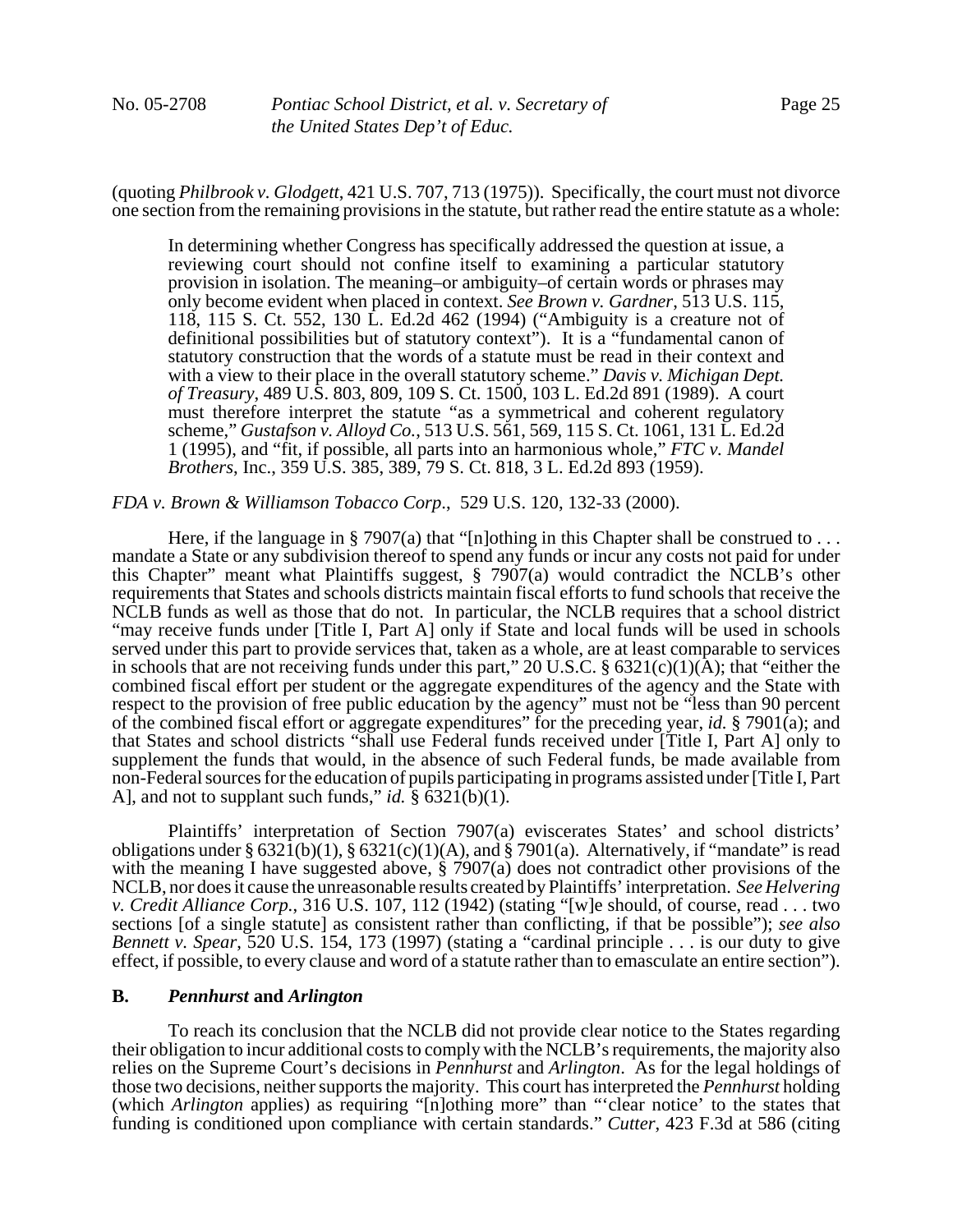(quoting *Philbrook v. Glodgett*, 421 U.S. 707, 713 (1975)). Specifically, the court must not divorce one section from the remaining provisions in the statute, but rather read the entire statute as a whole:

> In determining whether Congress has specifically addressed the question at issue, a reviewing court should not confine itself to examining a particular statutory provision in isolation. The meaning–or ambiguity–of certain words or phrases may only become evident when placed in context. *See Brown v. Gardner*, 513 U.S. 115, 118, 115 S. Ct. 552, 130 L. Ed.2d 462 (1994) ("Ambiguity is a creature not of definitional possibilities but of statutory context"). It is a "fundamental canon of statutory construction that the words of a statute must be read in their context and with a view to their place in the overall statutory scheme." *Davis v. Michigan Dept. of Treasury*, 489 U.S. 803, 809, 109 S. Ct. 1500, 103 L. Ed.2d 891 (1989). A court must therefore interpret the statute "as a symmetrical and coherent regulatory scheme," *Gustafson v. Alloyd Co.*, 513 U.S. 561, 569, 115 S. Ct. 1061, 131 L. Ed.2d 1 (1995), and "fit, if possible, all parts into an harmonious whole," *FTC v. Mandel Brothers*, Inc., 359 U.S. 385, 389, 79 S. Ct. 818, 3 L. Ed.2d 893 (1959).

*FDA v. Brown & Williamson Tobacco Corp.*, 529 U.S. 120, 132-33 (2000).

Here, if the language in § 7907(a) that "[n]othing in this Chapter shall be construed to . . . mandate a State or any subdivision thereof to spend any funds or incur any costs not paid for under this Chapter" meant what Plaintiffs suggest, § 7907(a) would contradict the NCLB's other requirements that States and schools districts maintain fiscal efforts to fund schools that receive the NCLB funds as well as those that do not. In particular, the NCLB requires that a school district "may receive funds under [Title I, Part A] only if State and local funds will be used in schools served under this part to provide services that, taken as a whole, are at least comparable to services in schools that are not receiving funds under this part," 20 U.S.C. § 6321(c)(1)(A); that "either the combined fiscal effort per student or the aggregate expenditures of the agency and the State with respect to the provision of free public education by the agency" must not be "less than 90 percent of the combined fiscal effort or aggregate expenditures" for the preceding year, *id.* § 7901(a); and that States and school districts "shall use Federal funds received under [Title I, Part A] only to supplement the funds that would, in the absence of such Federal funds, be made available from non-Federal sources for the education of pupils participating in programs assisted under [Title I, Part A], and not to supplant such funds," *id.* § 6321(b)(1).

Plaintiffs' interpretation of Section 7907(a) eviscerates States' and school districts' obligations under § 6321(b)(1), § 6321(c)(1)(A), and § 7901(a). Alternatively, if "mandate" is read with the meaning I have suggested above, § 7907(a) does not contradict other provisions of the NCLB, nor does it cause the unreasonable results created by Plaintiffs' interpretation. *See Helvering v. Credit Alliance Corp.*, 316 U.S. 107, 112 (1942) (stating "[w]e should, of course, read . . . two sections [of a single statute] as consistent rather than conflicting, if that be possible"); *see also Bennett v. Spear*, 520 U.S. 154, 173 (1997) (stating a "cardinal principle . . . is our duty to give effect, if possible, to every clause and word of a statute rather than to emasculate an entire section").

### B. *Pennhurst* and *Arlington*

To reach its conclusion that the NCLB did not provide clear notice to the States regarding their obligation to incur additional costs to comply with the NCLB's requirements, the majority also relies on the Supreme Court's decisions in *Pennhurst* and *Arlington*. As for the legal holdings of those two decisions, neither supports the majority. This court has interpreted the *Pennhurst* holding (which *Arlington* applies) as requiring "[n]othing more" than "'clear notice' to the states that funding is conditioned upon compliance with certain standards." *Cutter*, 423 F.3d at 586 (citing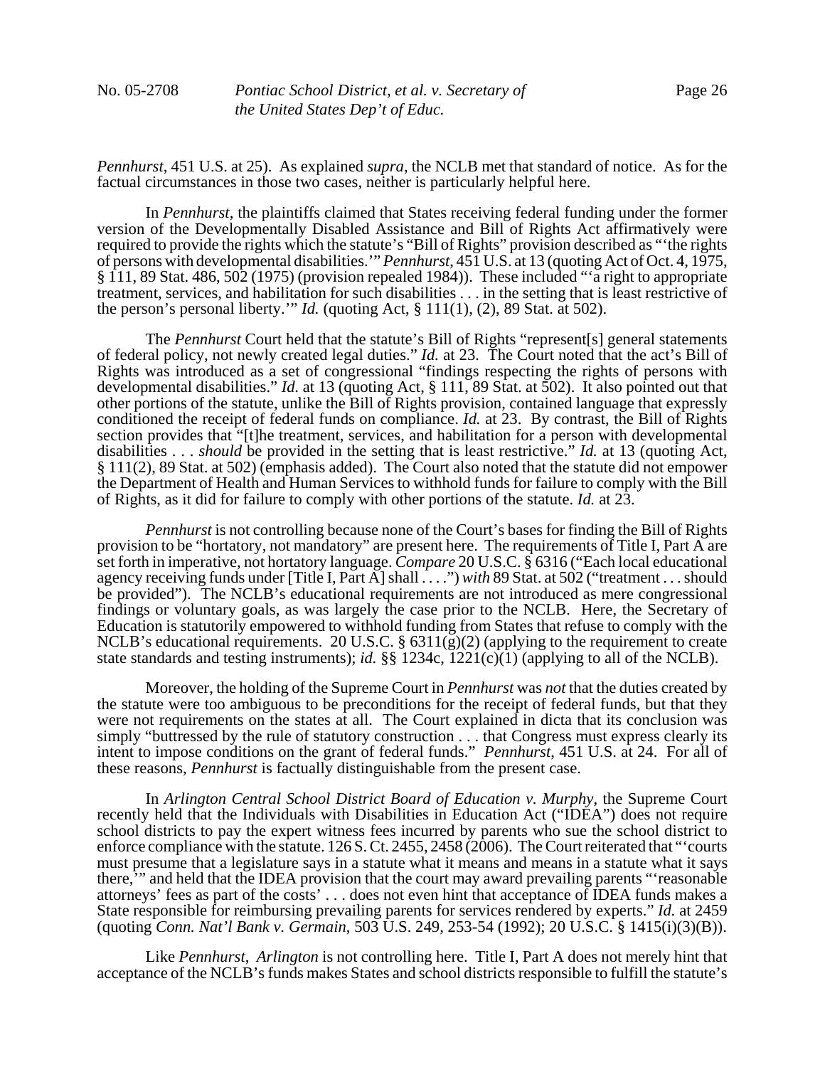*Pennhurst*, 451 U.S. at 25). As explained *supra*, the NCLB met that standard of notice. As for the factual circumstances in those two cases, neither is particularly helpful here.

In *Pennhurst*, the plaintiffs claimed that States receiving federal funding under the former version of the Developmentally Disabled Assistance and Bill of Rights Act affirmatively were required to provide the rights which the statute's "Bill of Rights" provision described as "'the rights of persons with developmental disabilities.'" *Pennhurst*, 451 U.S. at 13 (quoting Act of Oct. 4, 1975, § 111, 89 Stat. 486, 502 (1975) (provision repealed 1984)). These included "'a right to appropriate treatment, services, and habilitation for such disabilities . . . in the setting that is least restrictive of the person's personal liberty.'" *Id.* (quoting Act, § 111(1), (2), 89 Stat. at 502).

The *Pennhurst* Court held that the statute's Bill of Rights "represent[s] general statements of federal policy, not newly created legal duties." *Id.* at 23. The Court noted that the act's Bill of Rights was introduced as a set of congressional "findings respecting the rights of persons with developmental disabilities." *Id.* at 13 (quoting Act, § 111, 89 Stat. at 502). It also pointed out that other portions of the statute, unlike the Bill of Rights provision, contained language that expressly conditioned the receipt of federal funds on compliance. *Id.* at 23. By contrast, the Bill of Rights section provides that "[t]he treatment, services, and habilitation for a person with developmental disabilities . . . *should* be provided in the setting that is least restrictive." *Id.* at 13 (quoting Act, § 111(2), 89 Stat. at 502) (emphasis added). The Court also noted that the statute did not empower the Department of Health and Human Services to withhold funds for failure to comply with the Bill of Rights, as it did for failure to comply with other portions of the statute. *Id.* at 23.

*Pennhurst* is not controlling because none of the Court's bases for finding the Bill of Rights provision to be "hortatory, not mandatory" are present here. The requirements of Title I, Part A are set forth in imperative, not hortatory language. *Compare* 20 U.S.C. § 6316 ("Each local educational agency receiving funds under [Title I, Part A] shall . . . .") *with* 89 Stat. at 502 ("treatment . . . should be provided"). The NCLB's educational requirements are not introduced as mere congressional findings or voluntary goals, as was largely the case prior to the NCLB. Here, the Secretary of Education is statutorily empowered to withhold funding from States that refuse to comply with the NCLB's educational requirements. 20 U.S.C. § 6311(g)(2) (applying to the requirement to create state standards and testing instruments); *id.* §§ 1234c, 1221(c)(1) (applying to all of the NCLB).

Moreover, the holding of the Supreme Court in *Pennhurst* was *not* that the duties created by the statute were too ambiguous to be preconditions for the receipt of federal funds, but that they were not requirements on the states at all. The Court explained in dicta that its conclusion was simply "buttressed by the rule of statutory construction . . . that Congress must express clearly its intent to impose conditions on the grant of federal funds." *Pennhurst*, 451 U.S. at 24. For all of these reasons, *Pennhurst* is factually distinguishable from the present case.

In *Arlington Central School District Board of Education v. Murphy*, the Supreme Court recently held that the Individuals with Disabilities in Education Act ("IDEA") does not require school districts to pay the expert witness fees incurred by parents who sue the school district to enforce compliance with the statute. 126 S. Ct. 2455, 2458 (2006). The Court reiterated that "'courts must presume that a legislature says in a statute what it means and means in a statute what it says there,'" and held that the IDEA provision that the court may award prevailing parents "'reasonable attorneys' fees as part of the costs' . . . does not even hint that acceptance of IDEA funds makes a State responsible for reimbursing prevailing parents for services rendered by experts." *Id.* at 2459 (quoting *Conn. Nat'l Bank v. Germain*, 503 U.S. 249, 253-54 (1992); 20 U.S.C. § 1415(i)(3)(B)).

Like *Pennhurst*, *Arlington* is not controlling here. Title I, Part A does not merely hint that acceptance of the NCLB's funds makes States and school districts responsible to fulfill the statute's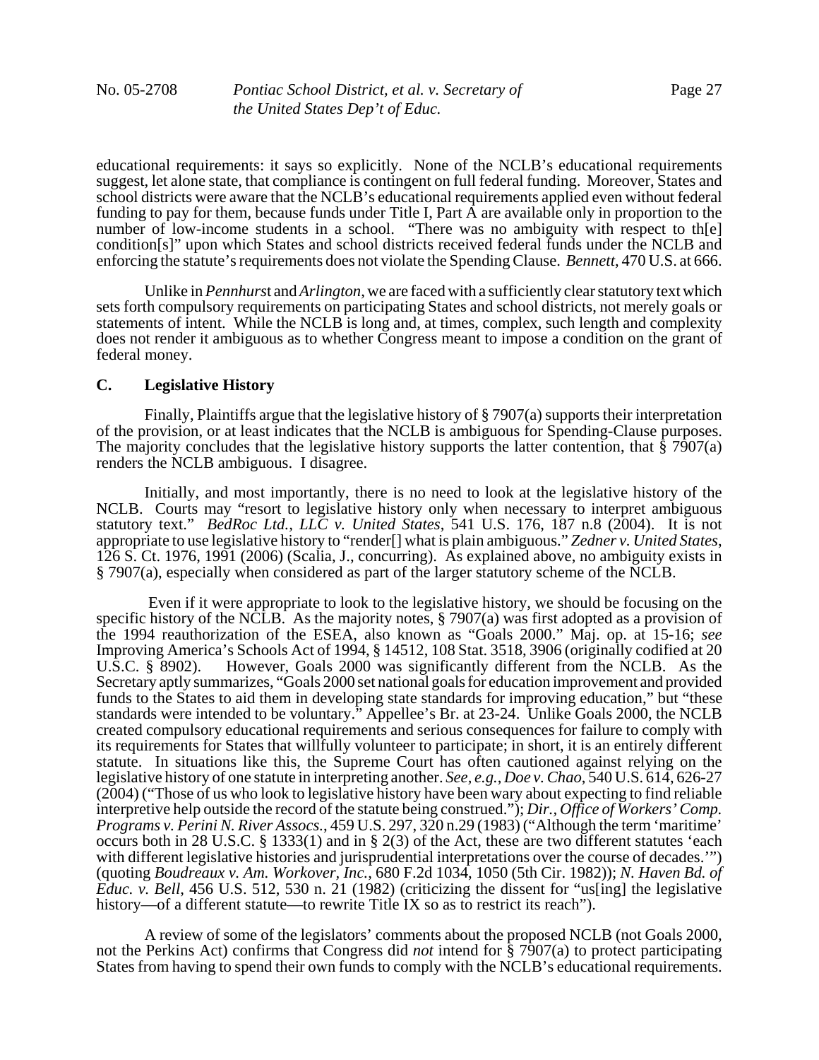educational requirements: it says so explicitly. None of the NCLB's educational requirements suggest, let alone state, that compliance is contingent on full federal funding. Moreover, States and school districts were aware that the NCLB's educational requirements applied even without federal funding to pay for them, because funds under Title I, Part A are available only in proportion to the number of low-income students in a school. "There was no ambiguity with respect to th[e] condition[s]" upon which States and school districts received federal funds under the NCLB and enforcing the statute's requirements does not violate the Spending Clause. *Bennett*, 470 U.S. at 666.

Unlike in *Pennhurst* and *Arlington*, we are faced with a sufficiently clear statutory text which sets forth compulsory requirements on participating States and school districts, not merely goals or statements of intent. While the NCLB is long and, at times, complex, such length and complexity does not render it ambiguous as to whether Congress meant to impose a condition on the grant of federal money.

### C. Legislative History

Finally, Plaintiffs argue that the legislative history of § 7907(a) supports their interpretation of the provision, or at least indicates that the NCLB is ambiguous for Spending-Clause purposes. The majority concludes that the legislative history supports the latter contention, that § 7907(a) renders the NCLB ambiguous. I disagree.

Initially, and most importantly, there is no need to look at the legislative history of the NCLB. Courts may "resort to legislative history only when necessary to interpret ambiguous statutory text." *BedRoc Ltd., LLC v. United States*, 541 U.S. 176, 187 n.8 (2004). It is not appropriate to use legislative history to "render[] what is plain ambiguous." *Zedner v. United States*, 126 S. Ct. 1976, 1991 (2006) (Scalia, J., concurring). As explained above, no ambiguity exists in § 7907(a), especially when considered as part of the larger statutory scheme of the NCLB.

Even if it were appropriate to look to the legislative history, we should be focusing on the specific history of the NCLB. As the majority notes, § 7907(a) was first adopted as a provision of the 1994 reauthorization of the ESEA, also known as "Goals 2000." Maj. op. at 15-16; *see* Improving America's Schools Act of 1994, § 14512, 108 Stat. 3518, 3906 (originally codified at 20 U.S.C. § 8902). However, Goals 2000 was significantly different from the NCLB. As the Secretary aptly summarizes, "Goals 2000 set national goals for education improvement and provided funds to the States to aid them in developing state standards for improving education," but "these standards were intended to be voluntary." Appellee's Br. at 23-24. Unlike Goals 2000, the NCLB created compulsory educational requirements and serious consequences for failure to comply with its requirements for States that willfully volunteer to participate; in short, it is an entirely different statute. In situations like this, the Supreme Court has often cautioned against relying on the legislative history of one statute in interpreting another. *See, e.g.*, *Doe v. Chao*, 540 U.S. 614, 626-27 (2004) ("Those of us who look to legislative history have been wary about expecting to find reliable interpretive help outside the record of the statute being construed."); *Dir., Office of Workers' Comp. Programs v. Perini N. River Assocs.*, 459 U.S. 297, 320 n.29 (1983) ("Although the term 'maritime' occurs both in 28 U.S.C. § 1333(1) and in § 2(3) of the Act, these are two different statutes 'each with different legislative histories and jurisprudential interpretations over the course of decades.'") (quoting *Boudreaux v. Am. Workover, Inc.*, 680 F.2d 1034, 1050 (5th Cir. 1982)); *N. Haven Bd. of Educ. v. Bell*, 456 U.S. 512, 530 n. 21 (1982) (criticizing the dissent for "us[ing] the legislative history—of a different statute—to rewrite Title IX so as to restrict its reach").

A review of some of the legislators' comments about the proposed NCLB (not Goals 2000, not the Perkins Act) confirms that Congress did *not* intend for § 7907(a) to protect participating States from having to spend their own funds to comply with the NCLB's educational requirements.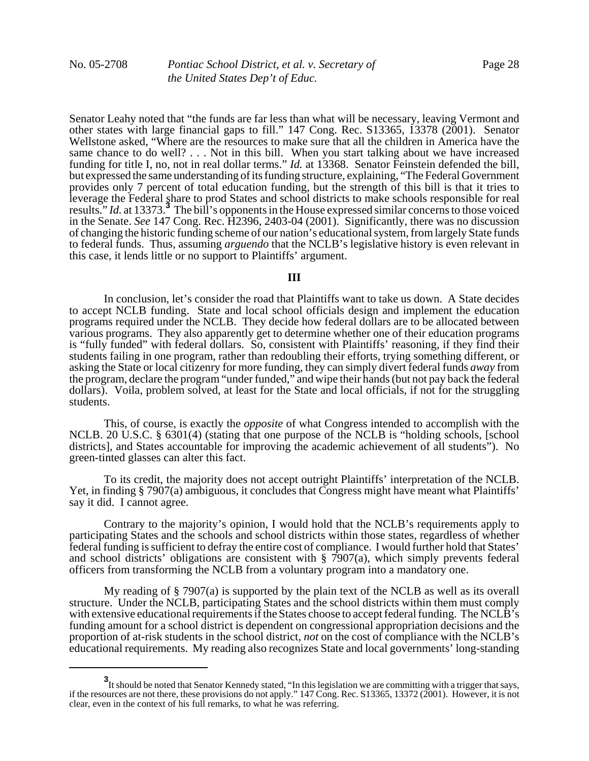Senator Leahy noted that "the funds are far less than what will be necessary, leaving Vermont and other states with large financial gaps to fill." 147 Cong. Rec. S13365, 13378 (2001). Senator Wellstone asked, "Where are the resources to make sure that all the children in America have the same chance to do well? . . . Not in this bill. When you start talking about we have increased funding for title I, no, not in real dollar terms." *Id.* at 13368. Senator Feinstein defended the bill, but expressed the same understanding of its funding structure, explaining, "The Federal Government provides only 7 percent of total education funding, but the strength of this bill is that it tries to leverage the Federal share to prod States and school districts to make schools responsible for real results." *Id.* at 13373.[3] The bill's opponents in the House expressed similar concerns to those voiced in the Senate. *See* 147 Cong. Rec. H2396, 2403-04 (2001). Significantly, there was no discussion of changing the historic funding scheme of our nation's educational system, from largely State funds to federal funds. Thus, assuming *arguendo* that the NCLB's legislative history is even relevant in this case, it lends little or no support to Plaintiffs' argument.

## III

In conclusion, let's consider the road that Plaintiffs want to take us down. A State decides to accept NCLB funding. State and local school officials design and implement the education programs required under the NCLB. They decide how federal dollars are to be allocated between various programs. They also apparently get to determine whether one of their education programs is "fully funded" with federal dollars. So, consistent with Plaintiffs' reasoning, if they find their students failing in one program, rather than redoubling their efforts, trying something different, or asking the State or local citizenry for more funding, they can simply divert federal funds *away* from the program, declare the program "under funded," and wipe their hands (but not pay back the federal dollars). Voila, problem solved, at least for the State and local officials, if not for the struggling students.

This, of course, is exactly the *opposite* of what Congress intended to accomplish with the NCLB. 20 U.S.C. § 6301(4) (stating that one purpose of the NCLB is "holding schools, [school districts], and States accountable for improving the academic achievement of all students"). No green-tinted glasses can alter this fact.

To its credit, the majority does not accept outright Plaintiffs' interpretation of the NCLB. Yet, in finding § 7907(a) ambiguous, it concludes that Congress might have meant what Plaintiffs' say it did. I cannot agree.

Contrary to the majority's opinion, I would hold that the NCLB's requirements apply to participating States and the schools and school districts within those states, regardless of whether federal funding is sufficient to defray the entire cost of compliance. I would further hold that States' and school districts' obligations are consistent with § 7907(a), which simply prevents federal officers from transforming the NCLB from a voluntary program into a mandatory one.

My reading of § 7907(a) is supported by the plain text of the NCLB as well as its overall structure. Under the NCLB, participating States and the school districts within them must comply with extensive educational requirements if the States choose to accept federal funding. The NCLB's funding amount for a school district is dependent on congressional appropriation decisions and the proportion of at-risk students in the school district, *not* on the cost of compliance with the NCLB's educational requirements. My reading also recognizes State and local governments' long-standing

---

[3] It should be noted that Senator Kennedy stated, "In this legislation we are committing with a trigger that says, if the resources are not there, these provisions do not apply." 147 Cong. Rec. S13365, 13372 (2001). However, it is not clear, even in the context of his full remarks, to what he was referring.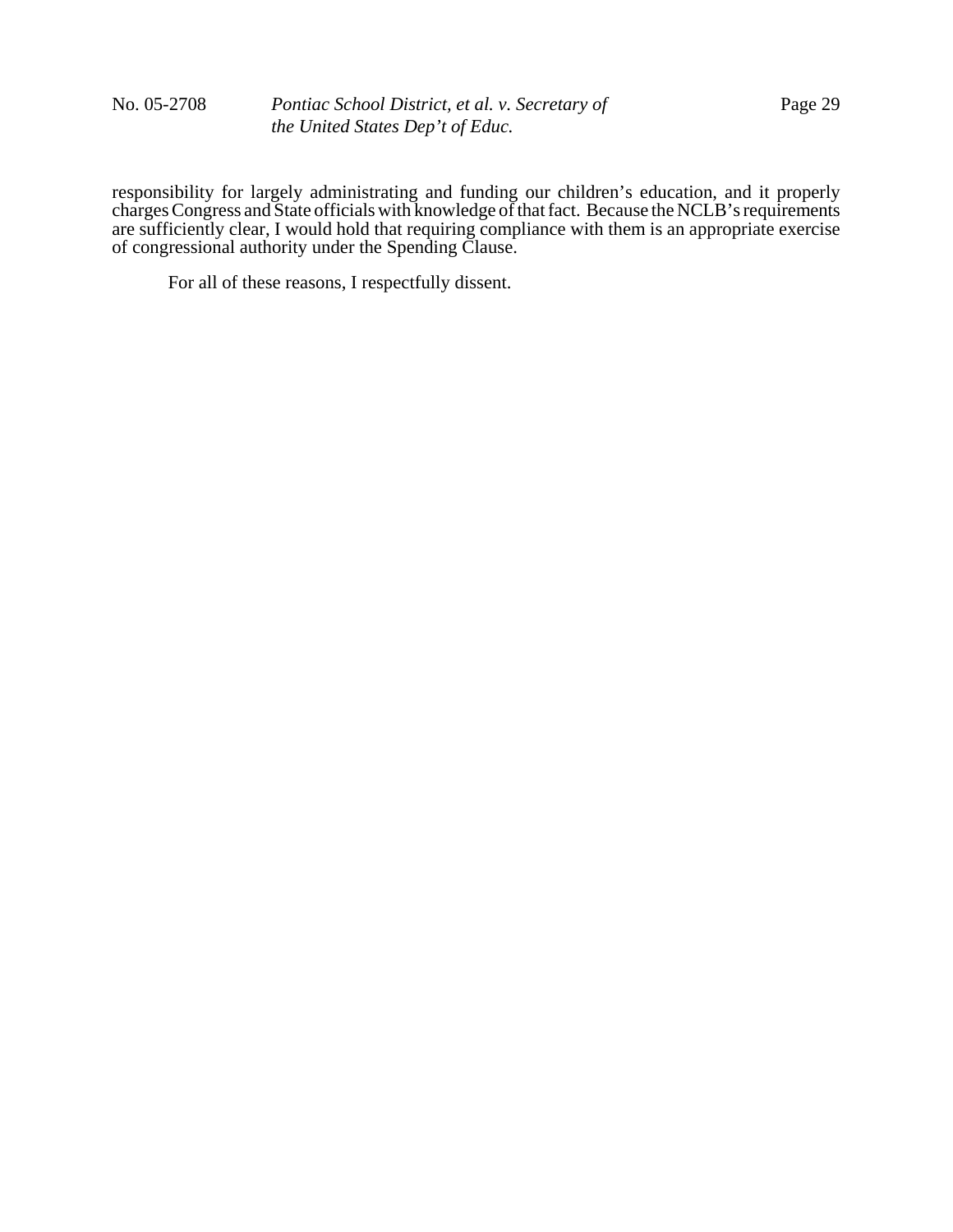responsibility for largely administrating and funding our children's education, and it properly charges Congress and State officials with knowledge of that fact. Because the NCLB's requirements are sufficiently clear, I would hold that requiring compliance with them is an appropriate exercise of congressional authority under the Spending Clause.

For all of these reasons, I respectfully dissent.